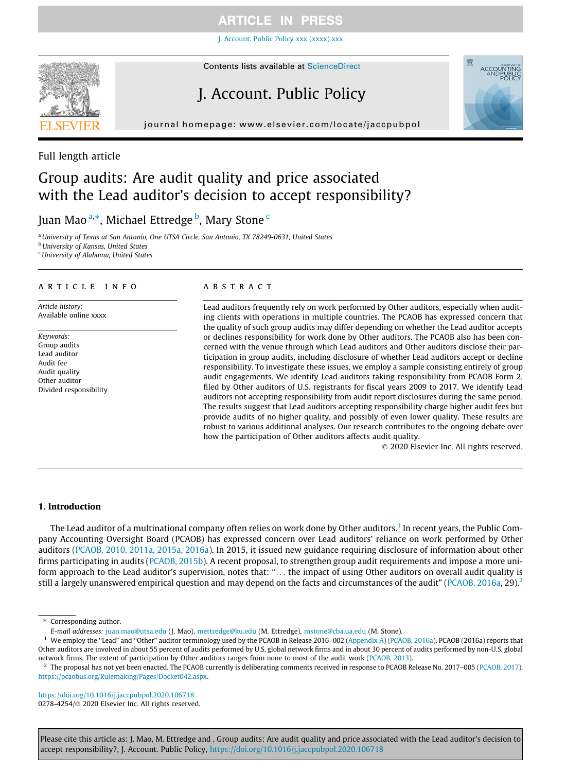Full length article

# Group audits: Are audit quality and price associated with the Lead auditor's decision to accept responsibility?

Juan Mao [a,*], Michael Ettredge [b], Mary Stone [c]

[a] University of Texas at San Antonio, One UTSA Circle, San Antonio, TX 78249-0631, United States
[b] University of Kansas, United States
[c] University of Alabama, United States

## ARTICLE INFO

*Article history:*
Available online xxxx

*Keywords:*
Group audits
Lead auditor
Audit fee
Audit quality
Other auditor
Divided responsibility

## ABSTRACT

Lead auditors frequently rely on work performed by Other auditors, especially when auditing clients with operations in multiple countries. The PCAOB has expressed concern that the quality of such group audits may differ depending on whether the Lead auditor accepts or declines responsibility for work done by Other auditors. The PCAOB also has been concerned with the venue through which Lead auditors and Other auditors disclose their participation in group audits, including disclosure of whether Lead auditors accept or decline responsibility. To investigate these issues, we employ a sample consisting entirely of group audit engagements. We identify Lead auditors taking responsibility from PCAOB Form 2, filed by Other auditors of U.S. registrants for fiscal years 2009 to 2017. We identify Lead auditors not accepting responsibility from audit report disclosures during the same period. The results suggest that Lead auditors accepting responsibility charge higher audit fees but provide audits of no higher quality, and possibly of even lower quality. These results are robust to various additional analyses. Our research contributes to the ongoing debate over how the participation of Other auditors affects audit quality.

© 2020 Elsevier Inc. All rights reserved.

## 1. Introduction

The Lead auditor of a multinational company often relies on work done by Other auditors.[1] In recent years, the Public Company Accounting Oversight Board (PCAOB) has expressed concern over Lead auditors' reliance on work performed by Other auditors (PCAOB, 2010, 2011a, 2015a, 2016a). In 2015, it issued new guidance requiring disclosure of information about other firms participating in audits (PCAOB, 2015b). A recent proposal, to strengthen group audit requirements and impose a more uniform approach to the Lead auditor's supervision, notes that: "... the impact of using Other auditors on overall audit quality is still a largely unanswered empirical question and may depend on the facts and circumstances of the audit" (PCAOB, 2016a, 29).[2]

---

* Corresponding author.
*E-mail addresses:* juan.mao@utsa.edu (J. Mao), mettredge@ku.edu (M. Ettredge), mstone@cba.ua.edu (M. Stone).

[1] We employ the "Lead" and "Other" auditor terminology used by the PCAOB in Release 2016–002 (Appendix A) (PCAOB, 2016a). PCAOB (2016a) reports that Other auditors are involved in about 55 percent of audits performed by U.S. global network firms and in about 30 percent of audits performed by non-U.S. global network firms. The extent of participation by Other auditors ranges from none to most of the audit work (PCAOB, 2013).

[2] The proposal has not yet been enacted. The PCAOB currently is deliberating comments received in response to PCAOB Release No. 2017–005 (PCAOB, 2017). https://pcaobus.org/Rulemaking/Pages/Docket042.aspx.

https://doi.org/10.1016/j.jaccpubpol.2020.106718
0278-4254/© 2020 Elsevier Inc. All rights reserved.

Please cite this article as: J. Mao, M. Ettredge and , Group audits: Are audit quality and price associated with the Lead auditor's decision to accept responsibility?, J. Account. Public Policy, https://doi.org/10.1016/j.jaccpubpol.2020.106718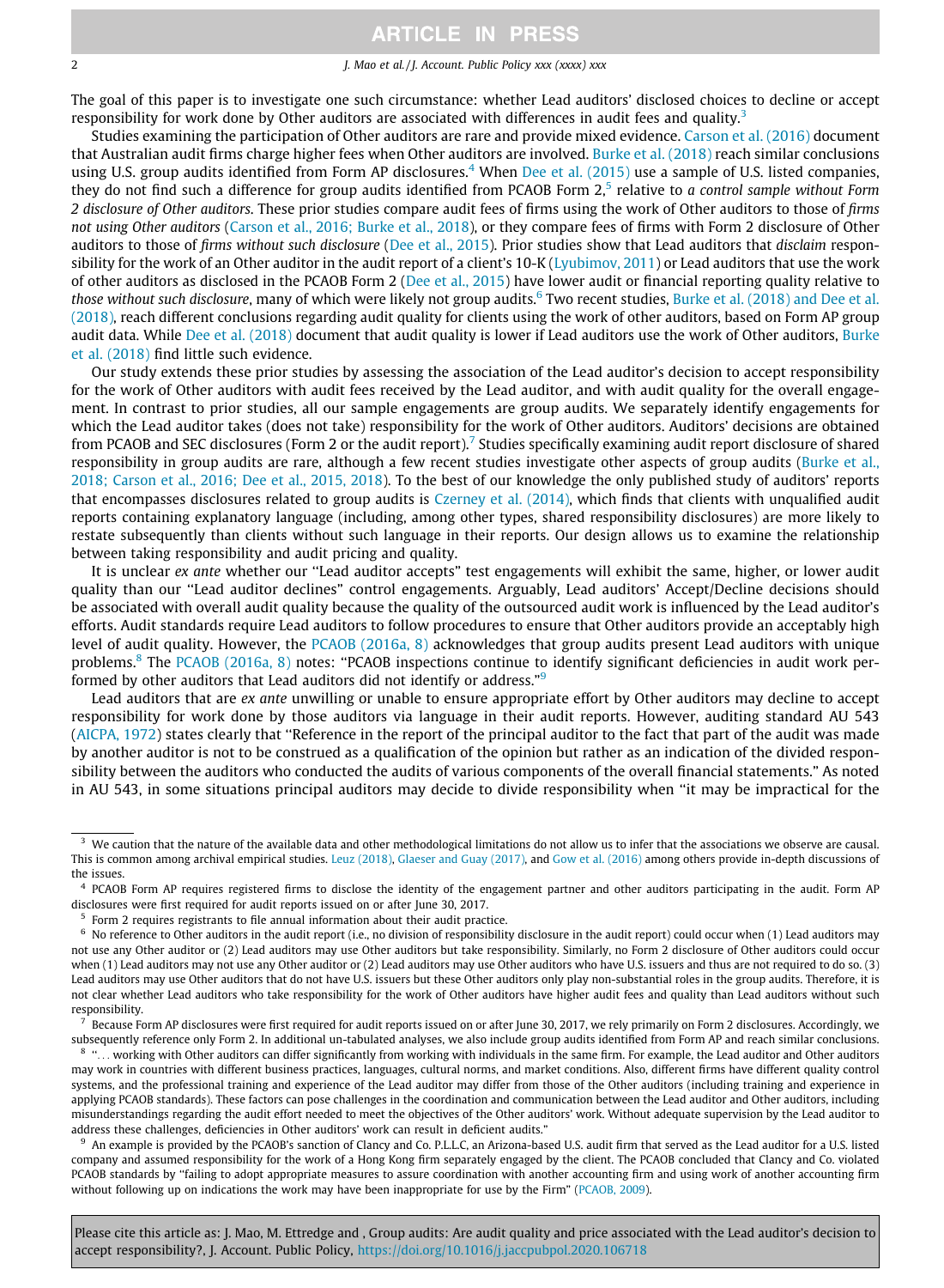The goal of this paper is to investigate one such circumstance: whether Lead auditors' disclosed choices to decline or accept responsibility for work done by Other auditors are associated with differences in audit fees and quality.[3]

Studies examining the participation of Other auditors are rare and provide mixed evidence. Carson et al. (2016) document that Australian audit firms charge higher fees when Other auditors are involved. Burke et al. (2018) reach similar conclusions using U.S. group audits identified from Form AP disclosures.[4] When Dee et al. (2015) use a sample of U.S. listed companies, they do not find such a difference for group audits identified from PCAOB Form 2,[5] relative to *a control sample without Form 2 disclosure of Other auditors.* These prior studies compare audit fees of firms using the work of Other auditors to those of *firms not using Other auditors* (Carson et al., 2016; Burke et al., 2018), or they compare fees of firms with Form 2 disclosure of Other auditors to those of *firms without such disclosure* (Dee et al., 2015). Prior studies show that Lead auditors that *disclaim* responsibility for the work of an Other auditor in the audit report of a client's 10-K (Lyubimov, 2011) or Lead auditors that use the work of other auditors as disclosed in the PCAOB Form 2 (Dee et al., 2015) have lower audit or financial reporting quality relative to *those without such disclosure*, many of which were likely not group audits.[6] Two recent studies, Burke et al. (2018) and Dee et al. (2018), reach different conclusions regarding audit quality for clients using the work of other auditors, based on Form AP group audit data. While Dee et al. (2018) document that audit quality is lower if Lead auditors use the work of Other auditors, Burke et al. (2018) find little such evidence.

Our study extends these prior studies by assessing the association of the Lead auditor's decision to accept responsibility for the work of Other auditors with audit fees received by the Lead auditor, and with audit quality for the overall engagement. In contrast to prior studies, all our sample engagements are group audits. We separately identify engagements for which the Lead auditor takes (does not take) responsibility for the work of Other auditors. Auditors' decisions are obtained from PCAOB and SEC disclosures (Form 2 or the audit report).[7] Studies specifically examining audit report disclosure of shared responsibility in group audits are rare, although a few recent studies investigate other aspects of group audits (Burke et al., 2018; Carson et al., 2016; Dee et al., 2015, 2018). To the best of our knowledge the only published study of auditors' reports that encompasses disclosures related to group audits is Czerney et al. (2014), which finds that clients with unqualified audit reports containing explanatory language (including, among other types, shared responsibility disclosures) are more likely to restate subsequently than clients without such language in their reports. Our design allows us to examine the relationship between taking responsibility and audit pricing and quality.

It is unclear *ex ante* whether our "Lead auditor accepts" test engagements will exhibit the same, higher, or lower audit quality than our "Lead auditor declines" control engagements. Arguably, Lead auditors' Accept/Decline decisions should be associated with overall audit quality because the quality of the outsourced audit work is influenced by the Lead auditor's efforts. Audit standards require Lead auditors to follow procedures to ensure that Other auditors provide an acceptably high level of audit quality. However, the PCAOB (2016a, 8) acknowledges that group audits present Lead auditors with unique problems.[8] The PCAOB (2016a, 8) notes: "PCAOB inspections continue to identify significant deficiencies in audit work performed by other auditors that Lead auditors did not identify or address."[9]

Lead auditors that are *ex ante* unwilling or unable to ensure appropriate effort by Other auditors may decline to accept responsibility for work done by those auditors via language in their audit reports. However, auditing standard AU 543 (AICPA, 1972) states clearly that "Reference in the report of the principal auditor to the fact that part of the audit was made by another auditor is not to be construed as a qualification of the opinion but rather as an indication of the divided responsibility between the auditors who conducted the audits of various components of the overall financial statements." As noted in AU 543, in some situations principal auditors may decide to divide responsibility when "it may be impractical for the

---

[3] We caution that the nature of the available data and other methodological limitations do not allow us to infer that the associations we observe are causal. This is common among archival empirical studies. Leuz (2018), Glaeser and Guay (2017), and Gow et al. (2016) among others provide in-depth discussions of the issues.

[4] PCAOB Form AP requires registered firms to disclose the identity of the engagement partner and other auditors participating in the audit. Form AP disclosures were first required for audit reports issued on or after June 30, 2017.

[5] Form 2 requires registrants to file annual information about their audit practice.

[6] No reference to Other auditors in the audit report (i.e., no division of responsibility disclosure in the audit report) could occur when (1) Lead auditors may not use any Other auditor or (2) Lead auditors may use Other auditors but take responsibility. Similarly, no Form 2 disclosure of Other auditors could occur when (1) Lead auditors may not use any Other auditor or (2) Lead auditors may use Other auditors who have U.S. issuers and thus are not required to do so. (3) Lead auditors may use Other auditors that do not have U.S. issuers but these Other auditors only play non-substantial roles in the group audits. Therefore, it is not clear whether Lead auditors who take responsibility for the work of Other auditors have higher audit fees and quality than Lead auditors without such responsibility.

[7] Because Form AP disclosures were first required for audit reports issued on or after June 30, 2017, we rely primarily on Form 2 disclosures. Accordingly, we subsequently reference only Form 2. In additional un-tabulated analyses, we also include group audits identified from Form AP and reach similar conclusions.

[8] "... working with Other auditors can differ significantly from working with individuals in the same firm. For example, the Lead auditor and Other auditors may work in countries with different business practices, languages, cultural norms, and market conditions. Also, different firms have different quality control systems, and the professional training and experience of the Lead auditor may differ from those of the Other auditors (including training and experience in applying PCAOB standards). These factors can pose challenges in the coordination and communication between the Lead auditor and Other auditors, including misunderstandings regarding the audit effort needed to meet the objectives of the Other auditors' work. Without adequate supervision by the Lead auditor to address these challenges, deficiencies in Other auditors' work can result in deficient audits."

[9] An example is provided by the PCAOB's sanction of Clancy and Co. P.L.L.C, an Arizona-based U.S. audit firm that served as the Lead auditor for a U.S. listed company and assumed responsibility for the work of a Hong Kong firm separately engaged by the client. The PCAOB concluded that Clancy and Co. violated PCAOB standards by "failing to adopt appropriate measures to assure coordination with another accounting firm and using work of another accounting firm without following up on indications the work may have been inappropriate for use by the Firm" (PCAOB, 2009).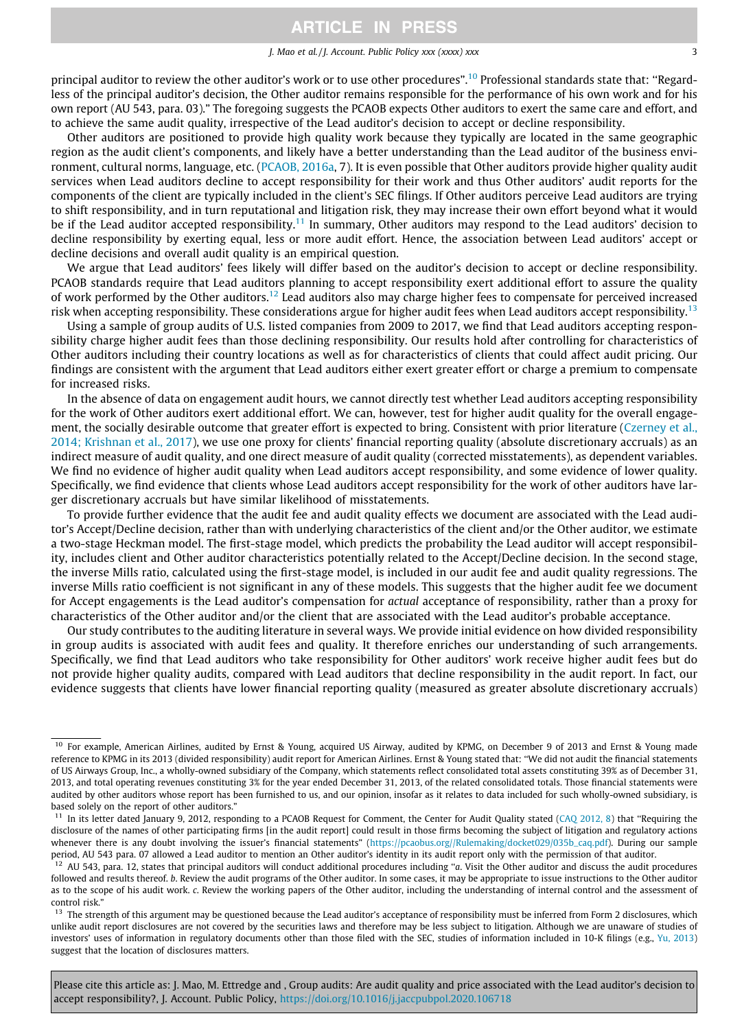principal auditor to review the other auditor's work or to use other procedures".[10] Professional standards state that: "Regardless of the principal auditor's decision, the Other auditor remains responsible for the performance of his own work and for his own report (AU 543, para. 03)." The foregoing suggests the PCAOB expects Other auditors to exert the same care and effort, and to achieve the same audit quality, irrespective of the Lead auditor's decision to accept or decline responsibility.

Other auditors are positioned to provide high quality work because they typically are located in the same geographic region as the audit client's components, and likely have a better understanding than the Lead auditor of the business environment, cultural norms, language, etc. (PCAOB, 2016a, 7). It is even possible that Other auditors provide higher quality audit services when Lead auditors decline to accept responsibility for their work and thus Other auditors' audit reports for the components of the client are typically included in the client's SEC filings. If Other auditors perceive Lead auditors are trying to shift responsibility, and in turn reputational and litigation risk, they may increase their own effort beyond what it would be if the Lead auditor accepted responsibility.[11] In summary, Other auditors may respond to the Lead auditors' decision to decline responsibility by exerting equal, less or more audit effort. Hence, the association between Lead auditors' accept or decline decisions and overall audit quality is an empirical question.

We argue that Lead auditors' fees likely will differ based on the auditor's decision to accept or decline responsibility. PCAOB standards require that Lead auditors planning to accept responsibility exert additional effort to assure the quality of work performed by the Other auditors.[12] Lead auditors also may charge higher fees to compensate for perceived increased risk when accepting responsibility. These considerations argue for higher audit fees when Lead auditors accept responsibility.[13]

Using a sample of group audits of U.S. listed companies from 2009 to 2017, we find that Lead auditors accepting responsibility charge higher audit fees than those declining responsibility. Our results hold after controlling for characteristics of Other auditors including their country locations as well as for characteristics of clients that could affect audit pricing. Our findings are consistent with the argument that Lead auditors either exert greater effort or charge a premium to compensate for increased risks.

In the absence of data on engagement audit hours, we cannot directly test whether Lead auditors accepting responsibility for the work of Other auditors exert additional effort. We can, however, test for higher audit quality for the overall engagement, the socially desirable outcome that greater effort is expected to bring. Consistent with prior literature (Czerney et al., 2014; Krishnan et al., 2017), we use one proxy for clients' financial reporting quality (absolute discretionary accruals) as an indirect measure of audit quality, and one direct measure of audit quality (corrected misstatements), as dependent variables. We find no evidence of higher audit quality when Lead auditors accept responsibility, and some evidence of lower quality. Specifically, we find evidence that clients whose Lead auditors accept responsibility for the work of other auditors have larger discretionary accruals but have similar likelihood of misstatements.

To provide further evidence that the audit fee and audit quality effects we document are associated with the Lead auditor's Accept/Decline decision, rather than with underlying characteristics of the client and/or the Other auditor, we estimate a two-stage Heckman model. The first-stage model, which predicts the probability the Lead auditor will accept responsibility, includes client and Other auditor characteristics potentially related to the Accept/Decline decision. In the second stage, the inverse Mills ratio, calculated using the first-stage model, is included in our audit fee and audit quality regressions. The inverse Mills ratio coefficient is not significant in any of these models. This suggests that the higher audit fee we document for Accept engagements is the Lead auditor's compensation for *actual* acceptance of responsibility, rather than a proxy for characteristics of the Other auditor and/or the client that are associated with the Lead auditor's probable acceptance.

Our study contributes to the auditing literature in several ways. We provide initial evidence on how divided responsibility in group audits is associated with audit fees and quality. It therefore enriches our understanding of such arrangements. Specifically, we find that Lead auditors who take responsibility for Other auditors' work receive higher audit fees but do not provide higher quality audits, compared with Lead auditors that decline responsibility in the audit report. In fact, our evidence suggests that clients have lower financial reporting quality (measured as greater absolute discretionary accruals)

---

[10] For example, American Airlines, audited by Ernst & Young, acquired US Airway, audited by KPMG, on December 9 of 2013 and Ernst & Young made reference to KPMG in its 2013 (divided responsibility) audit report for American Airlines. Ernst & Young stated that: "We did not audit the financial statements of US Airways Group, Inc., a wholly-owned subsidiary of the Company, which statements reflect consolidated total assets constituting 39% as of December 31, 2013, and total operating revenues constituting 3% for the year ended December 31, 2013, of the related consolidated totals. Those financial statements were audited by other auditors whose report has been furnished to us, and our opinion, insofar as it relates to data included for such wholly-owned subsidiary, is based solely on the report of other auditors."

[11] In its letter dated January 9, 2012, responding to a PCAOB Request for Comment, the Center for Audit Quality stated (CAQ 2012, 8) that "Requiring the disclosure of the names of other participating firms [in the audit report] could result in those firms becoming the subject of litigation and regulatory actions whenever there is any doubt involving the issuer's financial statements" (https://pcaobus.org//Rulemaking/docket029/035b_caq.pdf). During our sample period, AU 543 para. 07 allowed a Lead auditor to mention an Other auditor's identity in its audit report only with the permission of that auditor.

[12] AU 543, para. 12, states that principal auditors will conduct additional procedures including "*a*. Visit the Other auditor and discuss the audit procedures followed and results thereof. *b*. Review the audit programs of the Other auditor. In some cases, it may be appropriate to issue instructions to the Other auditor as to the scope of his audit work. *c*. Review the working papers of the Other auditor, including the understanding of internal control and the assessment of control risk."

[13] The strength of this argument may be questioned because the Lead auditor's acceptance of responsibility must be inferred from Form 2 disclosures, which unlike audit report disclosures are not covered by the securities laws and therefore may be less subject to litigation. Although we are unaware of studies of investors' uses of information in regulatory documents other than those filed with the SEC, studies of information included in 10-K filings (e.g., Yu, 2013) suggest that the location of disclosures matters.

Please cite this article as: J. Mao, M. Ettredge and , Group audits: Are audit quality and price associated with the Lead auditor's decision to accept responsibility?, J. Account. Public Policy, https://doi.org/10.1016/j.jaccpubpol.2020.106718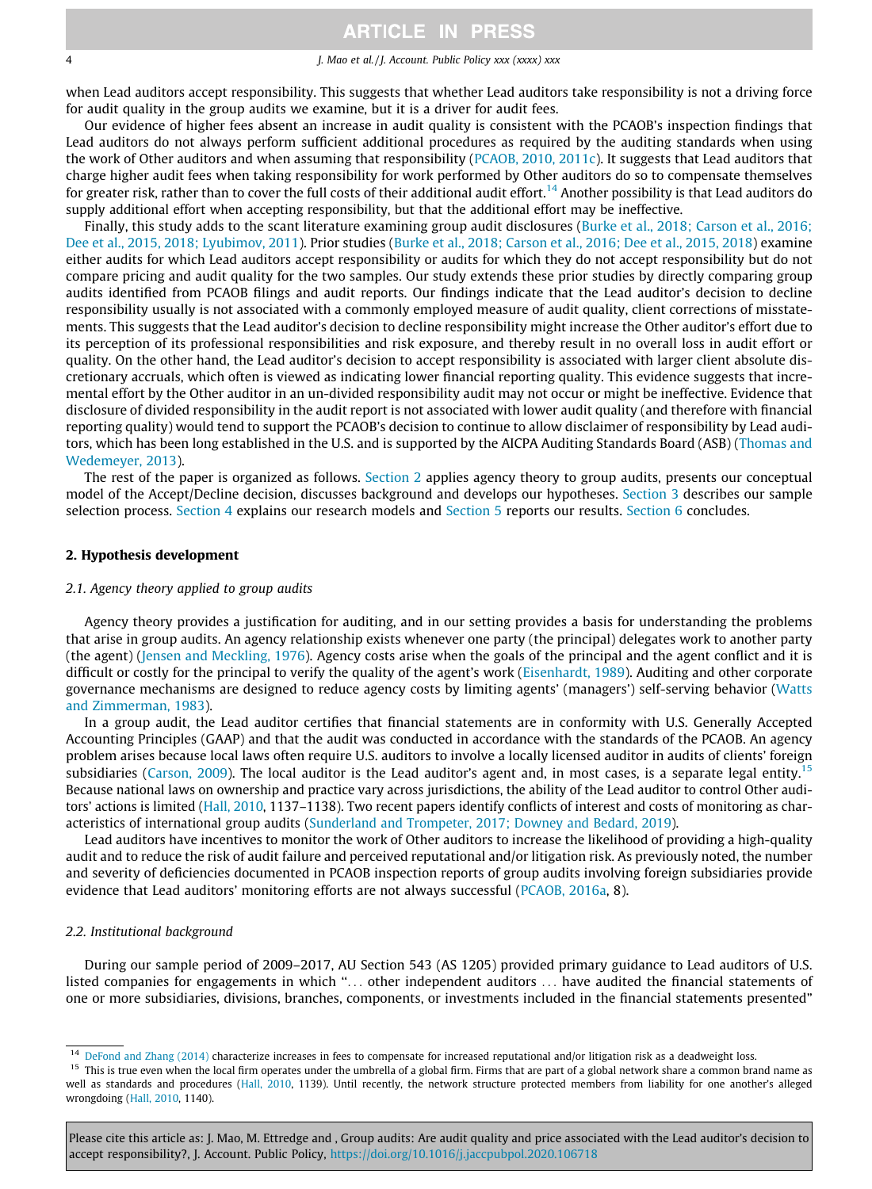when Lead auditors accept responsibility. This suggests that whether Lead auditors take responsibility is not a driving force for audit quality in the group audits we examine, but it is a driver for audit fees.

Our evidence of higher fees absent an increase in audit quality is consistent with the PCAOB's inspection findings that Lead auditors do not always perform sufficient additional procedures as required by the auditing standards when using the work of Other auditors and when assuming that responsibility (PCAOB, 2010, 2011c). It suggests that Lead auditors that charge higher audit fees when taking responsibility for work performed by Other auditors do so to compensate themselves for greater risk, rather than to cover the full costs of their additional audit effort.[14] Another possibility is that Lead auditors do supply additional effort when accepting responsibility, but that the additional effort may be ineffective.

Finally, this study adds to the scant literature examining group audit disclosures (Burke et al., 2018; Carson et al., 2016; Dee et al., 2015, 2018; Lyubimov, 2011). Prior studies (Burke et al., 2018; Carson et al., 2016; Dee et al., 2015, 2018) examine either audits for which Lead auditors accept responsibility or audits for which they do not accept responsibility but do not compare pricing and audit quality for the two samples. Our study extends these prior studies by directly comparing group audits identified from PCAOB filings and audit reports. Our findings indicate that the Lead auditor's decision to decline responsibility usually is not associated with a commonly employed measure of audit quality, client corrections of misstatements. This suggests that the Lead auditor's decision to decline responsibility might increase the Other auditor's effort due to its perception of its professional responsibilities and risk exposure, and thereby result in no overall loss in audit effort or quality. On the other hand, the Lead auditor's decision to accept responsibility is associated with larger client absolute discretionary accruals, which often is viewed as indicating lower financial reporting quality. This evidence suggests that incremental effort by the Other auditor in an un-divided responsibility audit may not occur or might be ineffective. Evidence that disclosure of divided responsibility in the audit report is not associated with lower audit quality (and therefore with financial reporting quality) would tend to support the PCAOB's decision to continue to allow disclaimer of responsibility by Lead auditors, which has been long established in the U.S. and is supported by the AICPA Auditing Standards Board (ASB) (Thomas and Wedemeyer, 2013).

The rest of the paper is organized as follows. Section 2 applies agency theory to group audits, presents our conceptual model of the Accept/Decline decision, discusses background and develops our hypotheses. Section 3 describes our sample selection process. Section 4 explains our research models and Section 5 reports our results. Section 6 concludes.

## 2. Hypothesis development

### 2.1. Agency theory applied to group audits

Agency theory provides a justification for auditing, and in our setting provides a basis for understanding the problems that arise in group audits. An agency relationship exists whenever one party (the principal) delegates work to another party (the agent) (Jensen and Meckling, 1976). Agency costs arise when the goals of the principal and the agent conflict and it is difficult or costly for the principal to verify the quality of the agent's work (Eisenhardt, 1989). Auditing and other corporate governance mechanisms are designed to reduce agency costs by limiting agents' (managers') self-serving behavior (Watts and Zimmerman, 1983).

In a group audit, the Lead auditor certifies that financial statements are in conformity with U.S. Generally Accepted Accounting Principles (GAAP) and that the audit was conducted in accordance with the standards of the PCAOB. An agency problem arises because local laws often require U.S. auditors to involve a locally licensed auditor in audits of clients' foreign subsidiaries (Carson, 2009). The local auditor is the Lead auditor's agent and, in most cases, is a separate legal entity.[15] Because national laws on ownership and practice vary across jurisdictions, the ability of the Lead auditor to control Other auditors' actions is limited (Hall, 2010, 1137–1138). Two recent papers identify conflicts of interest and costs of monitoring as characteristics of international group audits (Sunderland and Trompeter, 2017; Downey and Bedard, 2019).

Lead auditors have incentives to monitor the work of Other auditors to increase the likelihood of providing a high-quality audit and to reduce the risk of audit failure and perceived reputational and/or litigation risk. As previously noted, the number and severity of deficiencies documented in PCAOB inspection reports of group audits involving foreign subsidiaries provide evidence that Lead auditors' monitoring efforts are not always successful (PCAOB, 2016a, 8).

### 2.2. Institutional background

During our sample period of 2009–2017, AU Section 543 (AS 1205) provided primary guidance to Lead auditors of U.S. listed companies for engagements in which "... other independent auditors ... have audited the financial statements of one or more subsidiaries, divisions, branches, components, or investments included in the financial statements presented"

[14] DeFond and Zhang (2014) characterize increases in fees to compensate for increased reputational and/or litigation risk as a deadweight loss.

[15] This is true even when the local firm operates under the umbrella of a global firm. Firms that are part of a global network share a common brand name as well as standards and procedures (Hall, 2010, 1139). Until recently, the network structure protected members from liability for one another's alleged wrongdoing (Hall, 2010, 1140).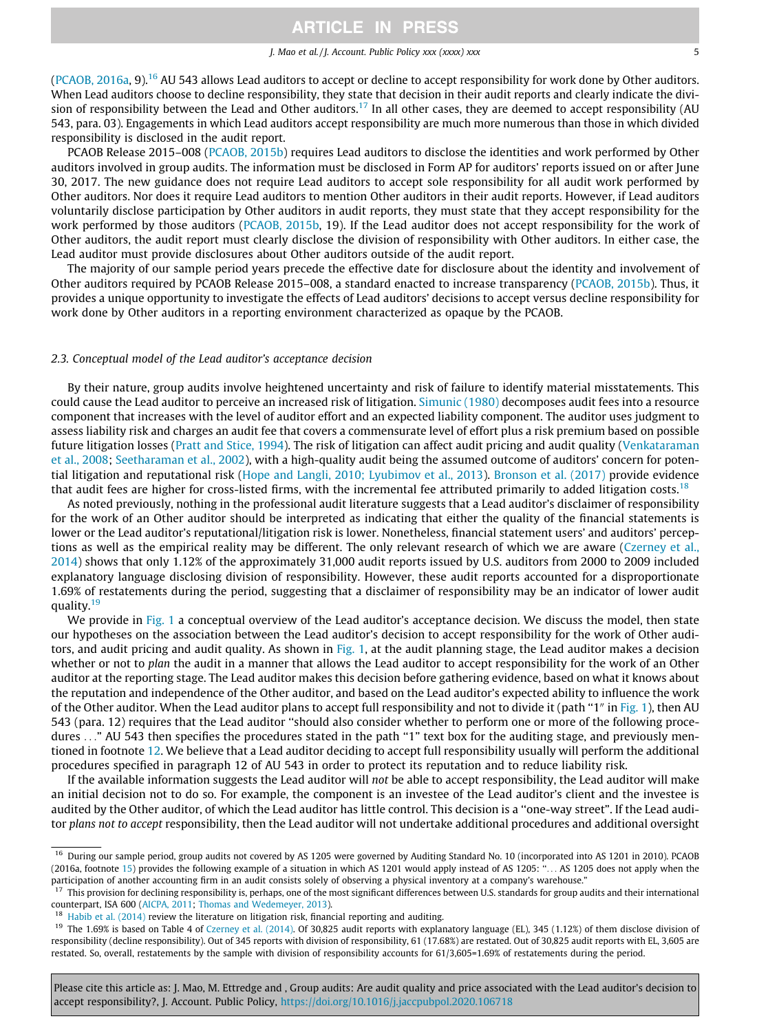(PCAOB, 2016a, 9).[16] AU 543 allows Lead auditors to accept or decline to accept responsibility for work done by Other auditors. When Lead auditors choose to decline responsibility, they state that decision in their audit reports and clearly indicate the division of responsibility between the Lead and Other auditors.[17] In all other cases, they are deemed to accept responsibility (AU 543, para. 03). Engagements in which Lead auditors accept responsibility are much more numerous than those in which divided responsibility is disclosed in the audit report.

PCAOB Release 2015–008 (PCAOB, 2015b) requires Lead auditors to disclose the identities and work performed by Other auditors involved in group audits. The information must be disclosed in Form AP for auditors' reports issued on or after June 30, 2017. The new guidance does not require Lead auditors to accept sole responsibility for all audit work performed by Other auditors. Nor does it require Lead auditors to mention Other auditors in their audit reports. However, if Lead auditors voluntarily disclose participation by Other auditors in audit reports, they must state that they accept responsibility for the work performed by those auditors (PCAOB, 2015b, 19). If the Lead auditor does not accept responsibility for the work of Other auditors, the audit report must clearly disclose the division of responsibility with Other auditors. In either case, the Lead auditor must provide disclosures about Other auditors outside of the audit report.

The majority of our sample period years precede the effective date for disclosure about the identity and involvement of Other auditors required by PCAOB Release 2015–008, a standard enacted to increase transparency (PCAOB, 2015b). Thus, it provides a unique opportunity to investigate the effects of Lead auditors' decisions to accept versus decline responsibility for work done by Other auditors in a reporting environment characterized as opaque by the PCAOB.

### 2.3. Conceptual model of the Lead auditor's acceptance decision

By their nature, group audits involve heightened uncertainty and risk of failure to identify material misstatements. This could cause the Lead auditor to perceive an increased risk of litigation. Simunic (1980) decomposes audit fees into a resource component that increases with the level of auditor effort and an expected liability component. The auditor uses judgment to assess liability risk and charges an audit fee that covers a commensurate level of effort plus a risk premium based on possible future litigation losses (Pratt and Stice, 1994). The risk of litigation can affect audit pricing and audit quality (Venkataraman et al., 2008; Seetharaman et al., 2002), with a high-quality audit being the assumed outcome of auditors' concern for potential litigation and reputational risk (Hope and Langli, 2010; Lyubimov et al., 2013). Bronson et al. (2017) provide evidence that audit fees are higher for cross-listed firms, with the incremental fee attributed primarily to added litigation costs.[18]

As noted previously, nothing in the professional audit literature suggests that a Lead auditor's disclaimer of responsibility for the work of an Other auditor should be interpreted as indicating that either the quality of the financial statements is lower or the Lead auditor's reputational/litigation risk is lower. Nonetheless, financial statement users' and auditors' perceptions as well as the empirical reality may be different. The only relevant research of which we are aware (Czerney et al., 2014) shows that only 1.12% of the approximately 31,000 audit reports issued by U.S. auditors from 2000 to 2009 included explanatory language disclosing division of responsibility. However, these audit reports accounted for a disproportionate 1.69% of restatements during the period, suggesting that a disclaimer of responsibility may be an indicator of lower audit quality.[19]

We provide in Fig. 1 a conceptual overview of the Lead auditor's acceptance decision. We discuss the model, then state our hypotheses on the association between the Lead auditor's decision to accept responsibility for the work of Other auditors, and audit pricing and audit quality. As shown in Fig. 1, at the audit planning stage, the Lead auditor makes a decision whether or not to *plan* the audit in a manner that allows the Lead auditor to accept responsibility for the work of an Other auditor at the reporting stage. The Lead auditor makes this decision before gathering evidence, based on what it knows about the reputation and independence of the Other auditor, and based on the Lead auditor's expected ability to influence the work of the Other auditor. When the Lead auditor plans to accept full responsibility and not to divide it (path "1" in Fig. 1), then AU 543 (para. 12) requires that the Lead auditor "should also consider whether to perform one or more of the following procedures ..." AU 543 then specifies the procedures stated in the path "1" text box for the auditing stage, and previously mentioned in footnote 12. We believe that a Lead auditor deciding to accept full responsibility usually will perform the additional procedures specified in paragraph 12 of AU 543 in order to protect its reputation and to reduce liability risk.

If the available information suggests the Lead auditor will *not* be able to accept responsibility, the Lead auditor will make an initial decision not to do so. For example, the component is an investee of the Lead auditor's client and the investee is audited by the Other auditor, of which the Lead auditor has little control. This decision is a "one-way street". If the Lead auditor *plans not to accept* responsibility, then the Lead auditor will not undertake additional procedures and additional oversight

---

[16] During our sample period, group audits not covered by AS 1205 were governed by Auditing Standard No. 10 (incorporated into AS 1201 in 2010). PCAOB (2016a, footnote 15) provides the following example of a situation in which AS 1201 would apply instead of AS 1205: "... AS 1205 does not apply when the participation of another accounting firm in an audit consists solely of observing a physical inventory at a company's warehouse."

[17] This provision for declining responsibility is, perhaps, one of the most significant differences between U.S. standards for group audits and their international counterpart, ISA 600 (AICPA, 2011; Thomas and Wedemeyer, 2013).

[18] Habib et al. (2014) review the literature on litigation risk, financial reporting and auditing.

[19] The 1.69% is based on Table 4 of Czerney et al. (2014). Of 30,825 audit reports with explanatory language (EL), 345 (1.12%) of them disclose division of responsibility (decline responsibility). Out of 345 reports with division of responsibility, 61 (17.68%) are restated. Out of 30,825 audit reports with EL, 3,605 are restated. So, overall, restatements by the sample with division of responsibility accounts for 61/3,605=1.69% of restatements during the period.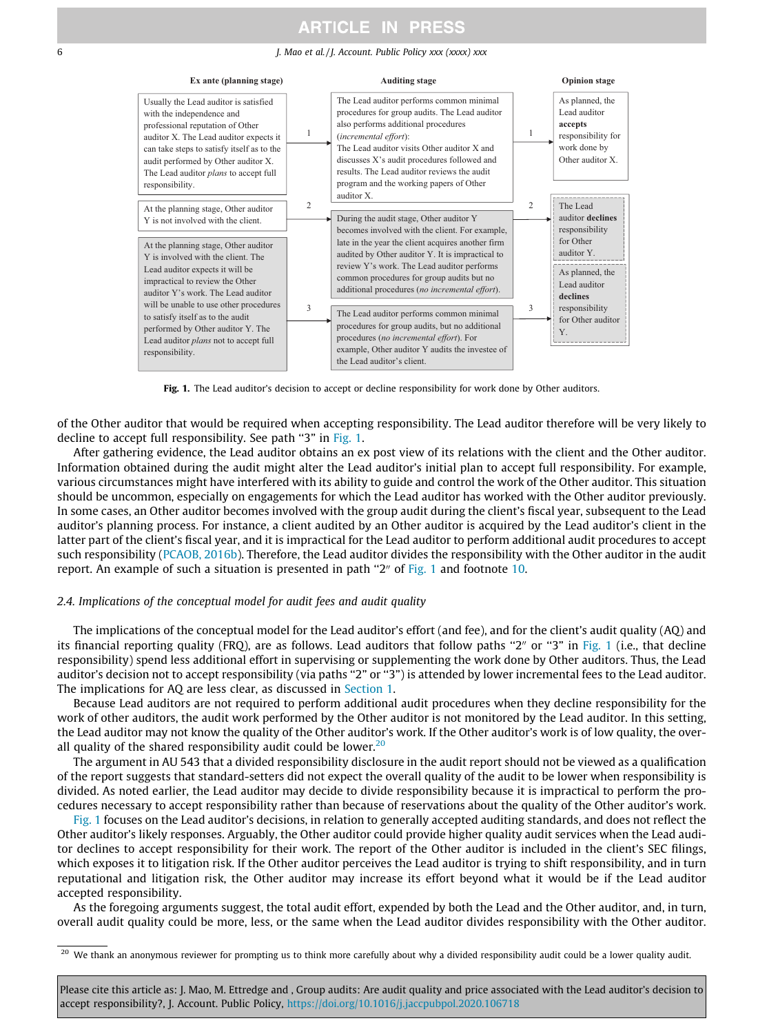| Ex ante (planning stage) | | Auditing stage | | Opinion stage |
|---|---|---|---|---|
| Usually the Lead auditor is satisfied with the independence and professional reputation of Other auditor X. The Lead auditor expects it can take steps to satisfy itself as to the audit performed by Other auditor X. The Lead auditor *plans* to accept full responsibility. | 1 | The Lead auditor performs common minimal procedures for group audits. The Lead auditor also performs additional procedures (*incremental effort*): The Lead auditor visits Other auditor X and discusses X's audit procedures followed and results. The Lead auditor reviews the audit program and the working papers of Other auditor X. | 1 | As planned, the Lead auditor **accepts** responsibility for work done by Other auditor X. |
| At the planning stage, Other auditor Y is not involved with the client. | 2 | During the audit stage, Other auditor Y becomes involved with the client. For example, late in the year the client acquires another firm audited by Other auditor Y. It is impractical to review Y's work. The Lead auditor performs common procedures for group audits but no additional procedures (*no incremental effort*). | 2 | The Lead auditor **declines** responsibility for Other auditor Y. |
| At the planning stage, Other auditor Y is involved with the client. The Lead auditor expects it will be impractical to review the Other auditor Y's work. The Lead auditor will be unable to use other procedures to satisfy itself as to the audit performed by Other auditor Y. The Lead auditor *plans* not to accept full responsibility. | 3 | The Lead auditor performs common minimal procedures for group audits, but no additional procedures (*no incremental effort*). For example, Other auditor Y audits the investee of the Lead auditor's client. | 3 | As planned, the Lead auditor **declines** responsibility for Other auditor Y. |

**Fig. 1.** The Lead auditor's decision to accept or decline responsibility for work done by Other auditors.

of the Other auditor that would be required when accepting responsibility. The Lead auditor therefore will be very likely to decline to accept full responsibility. See path "3" in Fig. 1.

After gathering evidence, the Lead auditor obtains an ex post view of its relations with the client and the Other auditor. Information obtained during the audit might alter the Lead auditor's initial plan to accept full responsibility. For example, various circumstances might have interfered with its ability to guide and control the work of the Other auditor. This situation should be uncommon, especially on engagements for which the Lead auditor has worked with the Other auditor previously. In some cases, an Other auditor becomes involved with the group audit during the client's fiscal year, subsequent to the Lead auditor's planning process. For instance, a client audited by an Other auditor is acquired by the Lead auditor's client in the latter part of the client's fiscal year, and it is impractical for the Lead auditor to perform additional audit procedures to accept such responsibility (PCAOB, 2016b). Therefore, the Lead auditor divides the responsibility with the Other auditor in the audit report. An example of such a situation is presented in path "2" of Fig. 1 and footnote 10.

### 2.4. Implications of the conceptual model for audit fees and audit quality

The implications of the conceptual model for the Lead auditor's effort (and fee), and for the client's audit quality (AQ) and its financial reporting quality (FRQ), are as follows. Lead auditors that follow paths "2" or "3" in Fig. 1 (i.e., that decline responsibility) spend less additional effort in supervising or supplementing the work done by Other auditors. Thus, the Lead auditor's decision not to accept responsibility (via paths "2" or "3") is attended by lower incremental fees to the Lead auditor. The implications for AQ are less clear, as discussed in Section 1.

Because Lead auditors are not required to perform additional audit procedures when they decline responsibility for the work of other auditors, the audit work performed by the Other auditor is not monitored by the Lead auditor. In this setting, the Lead auditor may not know the quality of the Other auditor's work. If the Other auditor's work is of low quality, the overall quality of the shared responsibility audit could be lower.[20]

The argument in AU 543 that a divided responsibility disclosure in the audit report should not be viewed as a qualification of the report suggests that standard-setters did not expect the overall quality of the audit to be lower when responsibility is divided. As noted earlier, the Lead auditor may decide to divide responsibility because it is impractical to perform the procedures necessary to accept responsibility rather than because of reservations about the quality of the Other auditor's work. Fig. 1 focuses on the Lead auditor's decisions, in relation to generally accepted auditing standards, and does not reflect the Other auditor's likely responses. Arguably, the Other auditor could provide higher quality audit services when the Lead auditor declines to accept responsibility for their work. The report of the Other auditor is included in the client's SEC filings, which exposes it to litigation risk. If the Other auditor perceives the Lead auditor is trying to shift responsibility, and in turn reputational and litigation risk, the Other auditor may increase its effort beyond what it would be if the Lead auditor accepted responsibility.

As the foregoing arguments suggest, the total audit effort, expended by both the Lead and the Other auditor, and, in turn, overall audit quality could be more, less, or the same when the Lead auditor divides responsibility with the Other auditor.

[20] We thank an anonymous reviewer for prompting us to think more carefully about why a divided responsibility audit could be a lower quality audit.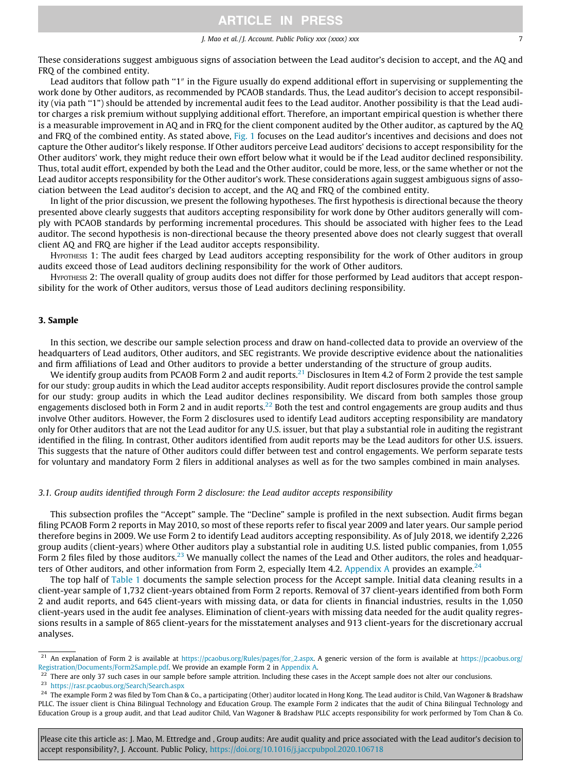These considerations suggest ambiguous signs of association between the Lead auditor's decision to accept, and the AQ and FRQ of the combined entity.

Lead auditors that follow path "1" in the Figure usually do expend additional effort in supervising or supplementing the work done by Other auditors, as recommended by PCAOB standards. Thus, the Lead auditor's decision to accept responsibility (via path "1") should be attended by incremental audit fees to the Lead auditor. Another possibility is that the Lead auditor charges a risk premium without supplying additional effort. Therefore, an important empirical question is whether there is a measurable improvement in AQ and in FRQ for the client component audited by the Other auditor, as captured by the AQ and FRQ of the combined entity. As stated above, Fig. 1 focuses on the Lead auditor's incentives and decisions and does not capture the Other auditor's likely response. If Other auditors perceive Lead auditors' decisions to accept responsibility for the Other auditors' work, they might reduce their own effort below what it would be if the Lead auditor declined responsibility. Thus, total audit effort, expended by both the Lead and the Other auditor, could be more, less, or the same whether or not the Lead auditor accepts responsibility for the Other auditor's work. These considerations again suggest ambiguous signs of association between the Lead auditor's decision to accept, and the AQ and FRQ of the combined entity.

In light of the prior discussion, we present the following hypotheses. The first hypothesis is directional because the theory presented above clearly suggests that auditors accepting responsibility for work done by Other auditors generally will comply with PCAOB standards by performing incremental procedures. This should be associated with higher fees to the Lead auditor. The second hypothesis is non-directional because the theory presented above does not clearly suggest that overall client AQ and FRQ are higher if the Lead auditor accepts responsibility.

Hypothesis 1: The audit fees charged by Lead auditors accepting responsibility for the work of Other auditors in group audits exceed those of Lead auditors declining responsibility for the work of Other auditors.

Hypothesis 2: The overall quality of group audits does not differ for those performed by Lead auditors that accept responsibility for the work of Other auditors, versus those of Lead auditors declining responsibility.

## 3. Sample

In this section, we describe our sample selection process and draw on hand-collected data to provide an overview of the headquarters of Lead auditors, Other auditors, and SEC registrants. We provide descriptive evidence about the nationalities and firm affiliations of Lead and Other auditors to provide a better understanding of the structure of group audits.

We identify group audits from PCAOB Form 2 and audit reports.[21] Disclosures in Item 4.2 of Form 2 provide the test sample for our study: group audits in which the Lead auditor accepts responsibility. Audit report disclosures provide the control sample for our study: group audits in which the Lead auditor declines responsibility. We discard from both samples those group engagements disclosed both in Form 2 and in audit reports.[22] Both the test and control engagements are group audits and thus involve Other auditors. However, the Form 2 disclosures used to identify Lead auditors accepting responsibility are mandatory only for Other auditors that are not the Lead auditor for any U.S. issuer, but that play a substantial role in auditing the registrant identified in the filing. In contrast, Other auditors identified from audit reports may be the Lead auditors for other U.S. issuers. This suggests that the nature of Other auditors could differ between test and control engagements. We perform separate tests for voluntary and mandatory Form 2 filers in additional analyses as well as for the two samples combined in main analyses.

### 3.1. Group audits identified through Form 2 disclosure: the Lead auditor accepts responsibility

This subsection profiles the "Accept" sample. The "Decline" sample is profiled in the next subsection. Audit firms began filing PCAOB Form 2 reports in May 2010, so most of these reports refer to fiscal year 2009 and later years. Our sample period therefore begins in 2009. We use Form 2 to identify Lead auditors accepting responsibility. As of July 2018, we identify 2,226 group audits (client-years) where Other auditors play a substantial role in auditing U.S. listed public companies, from 1,055 Form 2 files filed by those auditors.[23] We manually collect the names of the Lead and Other auditors, the roles and headquarters of Other auditors, and other information from Form 2, especially Item 4.2. Appendix A provides an example.[24]

The top half of Table 1 documents the sample selection process for the Accept sample. Initial data cleaning results in a client-year sample of 1,732 client-years obtained from Form 2 reports. Removal of 37 client-years identified from both Form 2 and audit reports, and 645 client-years with missing data, or data for clients in financial industries, results in the 1,050 client-years used in the audit fee analyses. Elimination of client-years with missing data needed for the audit quality regressions results in a sample of 865 client-years for the misstatement analyses and 913 client-years for the discretionary accrual analyses.

---

[21] An explanation of Form 2 is available at https://pcaobus.org/Rules/pages/for_2.aspx. A generic version of the form is available at https://pcaobus.org/Registration/Documents/Form2Sample.pdf. We provide an example Form 2 in Appendix A.

[22] There are only 37 such cases in our sample before sample attrition. Including these cases in the Accept sample does not alter our conclusions.

[23] https://rasr.pcaobus.org/Search/Search.aspx

[24] The example Form 2 was filed by Tom Chan & Co., a participating (Other) auditor located in Hong Kong. The Lead auditor is Child, Van Wagoner & Bradshaw PLLC. The issuer client is China Bilingual Technology and Education Group. The example Form 2 indicates that the audit of China Bilingual Technology and Education Group is a group audit, and that Lead auditor Child, Van Wagoner & Bradshaw PLLC accepts responsibility for work performed by Tom Chan & Co.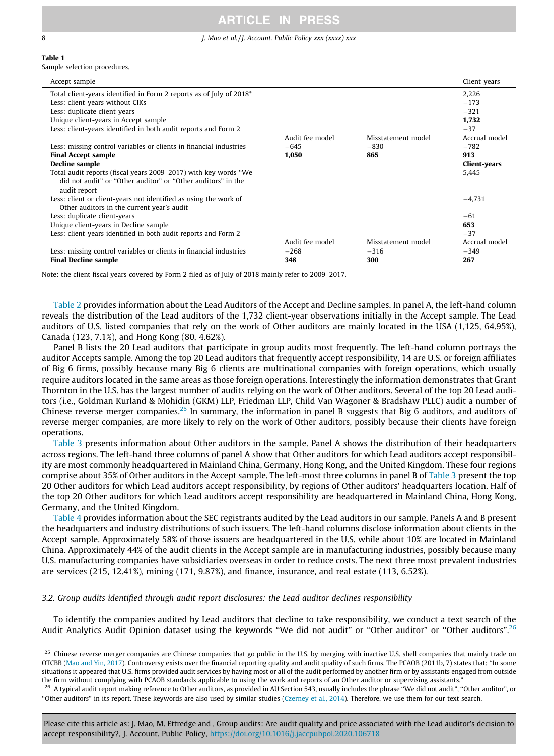**Table 1**
Sample selection procedures.

| Accept sample | | | Client-years |
|---|---|---|---|
| Total client-years identified in Form 2 reports as of July of 2018* | | | 2,226 |
| Less: client-years without CIKs | | | −173 |
| Less: duplicate client-years | | | −321 |
| Unique client-years in Accept sample | | | **1,732** |
| Less: client-years identified in both audit reports and Form 2 | | | −37 |
| | Audit fee model | Misstatement model | Accrual model |
| Less: missing control variables or clients in financial industries | −645 | −830 | −782 |
| **Final Accept sample** | **1,050** | **865** | **913** |
| **Decline sample** | | | **Client-years** |
| Total audit reports (fiscal years 2009–2017) with key words "We did not audit" or "Other auditor" or "Other auditors" in the audit report | | | 5,445 |
| Less: client or client-years not identified as using the work of Other auditors in the current year's audit | | | −4,731 |
| Less: duplicate client-years | | | −61 |
| Unique client-years in Decline sample | | | **653** |
| Less: client-years identified in both audit reports and Form 2 | | | −37 |
| | Audit fee model | Misstatement model | Accrual model |
| Less: missing control variables or clients in financial industries | −268 | −316 | −349 |
| **Final Decline sample** | **348** | **300** | **267** |

Note: the client fiscal years covered by Form 2 filed as of July of 2018 mainly refer to 2009–2017.

Table 2 provides information about the Lead Auditors of the Accept and Decline samples. In panel A, the left-hand column reveals the distribution of the Lead auditors of the 1,732 client-year observations initially in the Accept sample. The Lead auditors of U.S. listed companies that rely on the work of Other auditors are mainly located in the USA (1,125, 64.95%), Canada (123, 7.1%), and Hong Kong (80, 4.62%).

Panel B lists the 20 Lead auditors that participate in group audits most frequently. The left-hand column portrays the auditor Accepts sample. Among the top 20 Lead auditors that frequently accept responsibility, 14 are U.S. or foreign affiliates of Big 6 firms, possibly because many Big 6 clients are multinational companies with foreign operations, which usually require auditors located in the same areas as those foreign operations. Interestingly the information demonstrates that Grant Thornton in the U.S. has the largest number of audits relying on the work of Other auditors. Several of the top 20 Lead auditors (i.e., Goldman Kurland & Mohidin (GKM) LLP, Friedman LLP, Child Van Wagoner & Bradshaw PLLC) audit a number of Chinese reverse merger companies.[25] In summary, the information in panel B suggests that Big 6 auditors, and auditors of reverse merger companies, are more likely to rely on the work of Other auditors, possibly because their clients have foreign operations.

Table 3 presents information about Other auditors in the sample. Panel A shows the distribution of their headquarters across regions. The left-hand three columns of panel A show that Other auditors for which Lead auditors accept responsibility are most commonly headquartered in Mainland China, Germany, Hong Kong, and the United Kingdom. These four regions comprise about 35% of Other auditors in the Accept sample. The left-most three columns in panel B of Table 3 present the top 20 Other auditors for which Lead auditors accept responsibility, by regions of Other auditors' headquarters location. Half of the top 20 Other auditors for which Lead auditors accept responsibility are headquartered in Mainland China, Hong Kong, Germany, and the United Kingdom.

Table 4 provides information about the SEC registrants audited by the Lead auditors in our sample. Panels A and B present the headquarters and industry distributions of such issuers. The left-hand columns disclose information about clients in the Accept sample. Approximately 58% of those issuers are headquartered in the U.S. while about 10% are located in Mainland China. Approximately 44% of the audit clients in the Accept sample are in manufacturing industries, possibly because many U.S. manufacturing companies have subsidiaries overseas in order to reduce costs. The next three most prevalent industries are services (215, 12.41%), mining (171, 9.87%), and finance, insurance, and real estate (113, 6.52%).

### 3.2. Group audits identified through audit report disclosures: the Lead auditor declines responsibility

To identify the companies audited by Lead auditors that decline to take responsibility, we conduct a text search of the Audit Analytics Audit Opinion dataset using the keywords "We did not audit" or "Other auditor" or "Other auditors".[26]

---

[25] Chinese reverse merger companies are Chinese companies that go public in the U.S. by merging with inactive U.S. shell companies that mainly trade on OTCBB (Mao and Yin, 2017). Controversy exists over the financial reporting quality and audit quality of such firms. The PCAOB (2011b, 7) states that: "In some situations it appeared that U.S. firms provided audit services by having most or all of the audit performed by another firm or by assistants engaged from outside the firm without complying with PCAOB standards applicable to using the work and reports of an Other auditor or supervising assistants."

[26] A typical audit report making reference to Other auditors, as provided in AU Section 543, usually includes the phrase "We did not audit", "Other auditor", or "Other auditors" in its report. These keywords are also used by similar studies (Czerney et al., 2014). Therefore, we use them for our text search.

Please cite this article as: J. Mao, M. Ettredge and , Group audits: Are audit quality and price associated with the Lead auditor's decision to accept responsibility?, J. Account. Public Policy, https://doi.org/10.1016/j.jaccpubpol.2020.106718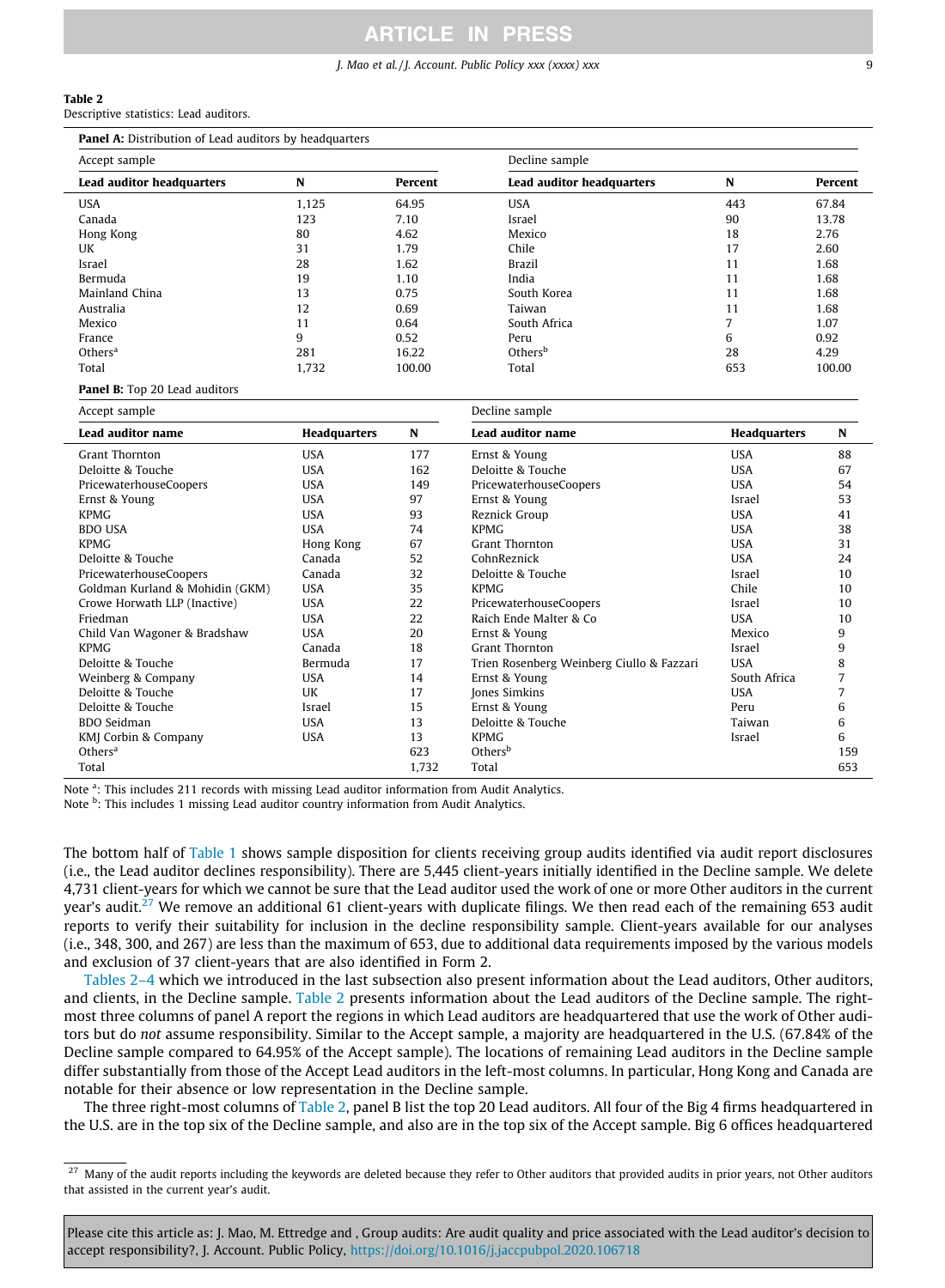**Table 2**
Descriptive statistics: Lead auditors.

**Panel A:** Distribution of Lead auditors by headquarters

| Accept sample | | | Decline sample | | |
|---|---|---|---|---|---|
| **Lead auditor headquarters** | **N** | **Percent** | **Lead auditor headquarters** | **N** | **Percent** |
| USA | 1,125 | 64.95 | USA | 443 | 67.84 |
| Canada | 123 | 7.10 | Israel | 90 | 13.78 |
| Hong Kong | 80 | 4.62 | Mexico | 18 | 2.76 |
| UK | 31 | 1.79 | Chile | 17 | 2.60 |
| Israel | 28 | 1.62 | Brazil | 11 | 1.68 |
| Bermuda | 19 | 1.10 | India | 11 | 1.68 |
| Mainland China | 13 | 0.75 | South Korea | 11 | 1.68 |
| Australia | 12 | 0.69 | Taiwan | 11 | 1.68 |
| Mexico | 11 | 0.64 | South Africa | 7 | 1.07 |
| France | 9 | 0.52 | Peru | 6 | 0.92 |
| Others[a] | 281 | 16.22 | Others[b] | 28 | 4.29 |
| Total | 1,732 | 100.00 | Total | 653 | 100.00 |

**Panel B:** Top 20 Lead auditors

| Accept sample | | | Decline sample | | |
|---|---|---|---|---|---|
| **Lead auditor name** | **Headquarters** | **N** | **Lead auditor name** | **Headquarters** | **N** |
| Grant Thornton | USA | 177 | Ernst & Young | USA | 88 |
| Deloitte & Touche | USA | 162 | Deloitte & Touche | USA | 67 |
| PricewaterhouseCoopers | USA | 149 | PricewaterhouseCoopers | USA | 54 |
| Ernst & Young | USA | 97 | Ernst & Young | Israel | 53 |
| KPMG | USA | 93 | Reznick Group | USA | 41 |
| BDO USA | USA | 74 | KPMG | USA | 38 |
| KPMG | Hong Kong | 67 | Grant Thornton | USA | 31 |
| Deloitte & Touche | Canada | 52 | CohnReznick | USA | 24 |
| PricewaterhouseCoopers | Canada | 32 | Deloitte & Touche | Israel | 10 |
| Goldman Kurland & Mohidin (GKM) | USA | 35 | KPMG | Chile | 10 |
| Crowe Horwath LLP (Inactive) | USA | 22 | PricewaterhouseCoopers | Israel | 10 |
| Friedman | USA | 22 | Raich Ende Malter & Co | USA | 10 |
| Child Van Wagoner & Bradshaw | USA | 20 | Ernst & Young | Mexico | 9 |
| KPMG | Canada | 18 | Grant Thornton | Israel | 9 |
| Deloitte & Touche | Bermuda | 17 | Trien Rosenberg Weinberg Ciullo & Fazzari | USA | 8 |
| Weinberg & Company | USA | 14 | Ernst & Young | South Africa | 7 |
| Deloitte & Touche | UK | 17 | Jones Simkins | USA | 7 |
| Deloitte & Touche | Israel | 15 | Ernst & Young | Peru | 6 |
| BDO Seidman | USA | 13 | Deloitte & Touche | Taiwan | 6 |
| KMJ Corbin & Company | USA | 13 | KPMG | Israel | 6 |
| Others[a] | | 623 | Others[b] | | 159 |
| Total | | 1,732 | Total | | 653 |

Note [a]: This includes 211 records with missing Lead auditor information from Audit Analytics.
Note [b]: This includes 1 missing Lead auditor country information from Audit Analytics.

The bottom half of Table 1 shows sample disposition for clients receiving group audits identified via audit report disclosures (i.e., the Lead auditor declines responsibility). There are 5,445 client-years initially identified in the Decline sample. We delete 4,731 client-years for which we cannot be sure that the Lead auditor used the work of one or more Other auditors in the current year's audit.[27] We remove an additional 61 client-years with duplicate filings. We then read each of the remaining 653 audit reports to verify their suitability for inclusion in the decline responsibility sample. Client-years available for our analyses (i.e., 348, 300, and 267) are less than the maximum of 653, due to additional data requirements imposed by the various models and exclusion of 37 client-years that are also identified in Form 2.

Tables 2–4 which we introduced in the last subsection also present information about the Lead auditors, Other auditors, and clients, in the Decline sample. Table 2 presents information about the Lead auditors of the Decline sample. The right-most three columns of panel A report the regions in which Lead auditors are headquartered that use the work of Other auditors but do *not* assume responsibility. Similar to the Accept sample, a majority are headquartered in the U.S. (67.84% of the Decline sample compared to 64.95% of the Accept sample). The locations of remaining Lead auditors in the Decline sample differ substantially from those of the Accept Lead auditors in the left-most columns. In particular, Hong Kong and Canada are notable for their absence or low representation in the Decline sample.

The three right-most columns of Table 2, panel B list the top 20 Lead auditors. All four of the Big 4 firms headquartered in the U.S. are in the top six of the Decline sample, and also are in the top six of the Accept sample. Big 6 offices headquartered

[27] Many of the audit reports including the keywords are deleted because they refer to Other auditors that provided audits in prior years, not Other auditors that assisted in the current year's audit.

Please cite this article as: J. Mao, M. Ettredge and , Group audits: Are audit quality and price associated with the Lead auditor's decision to accept responsibility?, J. Account. Public Policy, https://doi.org/10.1016/j.jaccpubpol.2020.106718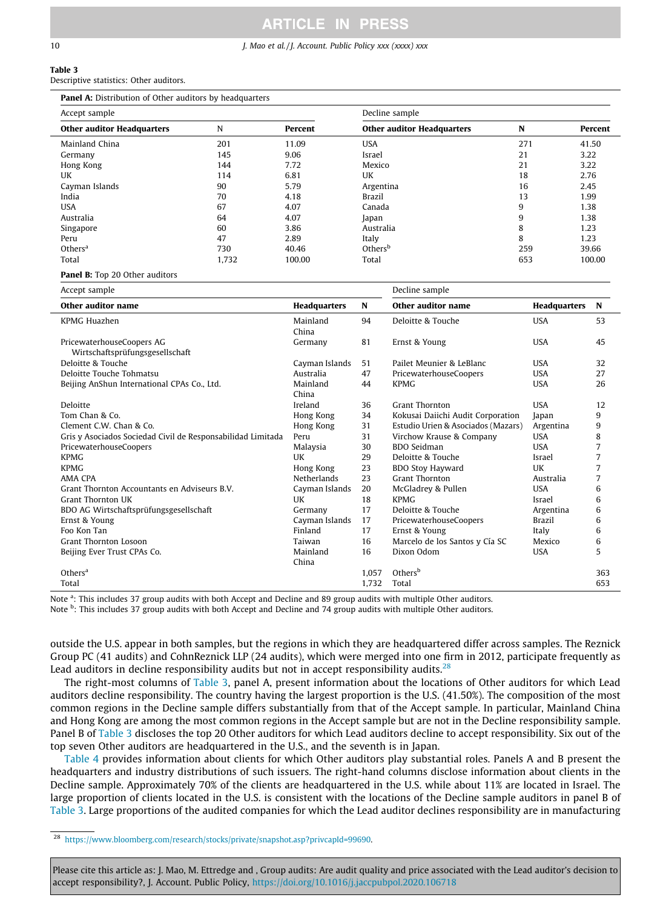**Table 3**
Descriptive statistics: Other auditors.

**Panel A:** Distribution of Other auditors by headquarters

| Accept sample | | | Decline sample | | |
|---|---|---|---|---|---|
| **Other auditor Headquarters** | **N** | **Percent** | **Other auditor Headquarters** | **N** | **Percent** |
| Mainland China | 201 | 11.09 | USA | 271 | 41.50 |
| Germany | 145 | 9.06 | Israel | 21 | 3.22 |
| Hong Kong | 144 | 7.72 | Mexico | 21 | 3.22 |
| UK | 114 | 6.81 | UK | 18 | 2.76 |
| Cayman Islands | 90 | 5.79 | Argentina | 16 | 2.45 |
| India | 70 | 4.18 | Brazil | 13 | 1.99 |
| USA | 67 | 4.07 | Canada | 9 | 1.38 |
| Australia | 64 | 4.07 | Japan | 9 | 1.38 |
| Singapore | 60 | 3.86 | Australia | 8 | 1.23 |
| Peru | 47 | 2.89 | Italy | 8 | 1.23 |
| Others[a] | 730 | 40.46 | Others[b] | 259 | 39.66 |
| Total | 1,732 | 100.00 | Total | 653 | 100.00 |

**Panel B:** Top 20 Other auditors

| Accept sample | | | Decline sample | | |
|---|---|---|---|---|---|
| **Other auditor name** | **Headquarters** | **N** | **Other auditor name** | **Headquarters** | **N** |
| KPMG Huazhen | Mainland China | 94 | Deloitte & Touche | USA | 53 |
| PricewaterhouseCoopers AG Wirtschaftsprüfungsgesellschaft | Germany | 81 | Ernst & Young | USA | 45 |
| Deloitte & Touche | Cayman Islands | 51 | Pailet Meunier & LeBlanc | USA | 32 |
| Deloitte Touche Tohmatsu | Australia | 47 | PricewaterhouseCoopers | USA | 27 |
| Beijing AnShun International CPAs Co., Ltd. | Mainland China | 44 | KPMG | USA | 26 |
| Deloitte | Ireland | 36 | Grant Thornton | USA | 12 |
| Tom Chan & Co. | Hong Kong | 34 | Kokusai Daiichi Audit Corporation | Japan | 9 |
| Clement C.W. Chan & Co. | Hong Kong | 31 | Estudio Urien & Asociados (Mazars) | Argentina | 9 |
| Gris y Asociados Sociedad Civil de Responsabilidad Limitada | Peru | 31 | Virchow Krause & Company | USA | 8 |
| PricewaterhouseCoopers | Malaysia | 30 | BDO Seidman | USA | 7 |
| KPMG | UK | 29 | Deloitte & Touche | Israel | 7 |
| KPMG | Hong Kong | 23 | BDO Stoy Hayward | UK | 7 |
| AMA CPA | Netherlands | 23 | Grant Thornton | Australia | 7 |
| Grant Thornton Accountants en Adviseurs B.V. | Cayman Islands | 20 | McGladrey & Pullen | USA | 6 |
| Grant Thornton UK | UK | 18 | KPMG | Israel | 6 |
| BDO AG Wirtschaftsprüfungsgesellschaft | Germany | 17 | Deloitte & Touche | Argentina | 6 |
| Ernst & Young | Cayman Islands | 17 | PricewaterhouseCoopers | Brazil | 6 |
| Foo Kon Tan | Finland | 17 | Ernst & Young | Italy | 6 |
| Grant Thornton Losoon | Taiwan | 16 | Marcelo de los Santos y Cía SC | Mexico | 6 |
| Beijing Ever Trust CPAs Co. | Mainland China | 16 | Dixon Odom | USA | 5 |
| Others[a] | | 1,057 | Others[b] | | 363 |
| Total | | 1,732 | Total | | 653 |

Note [a]: This includes 37 group audits with both Accept and Decline and 89 group audits with multiple Other auditors.
Note [b]: This includes 37 group audits with both Accept and Decline and 74 group audits with multiple Other auditors.

outside the U.S. appear in both samples, but the regions in which they are headquartered differ across samples. The Reznick Group PC (41 audits) and CohnReznick LLP (24 audits), which were merged into one firm in 2012, participate frequently as Lead auditors in decline responsibility audits but not in accept responsibility audits.[28]

The right-most columns of Table 3, panel A, present information about the locations of Other auditors for which Lead auditors decline responsibility. The country having the largest proportion is the U.S. (41.50%). The composition of the most common regions in the Decline sample differs substantially from that of the Accept sample. In particular, Mainland China and Hong Kong are among the most common regions in the Accept sample but are not in the Decline responsibility sample. Panel B of Table 3 discloses the top 20 Other auditors for which Lead auditors decline to accept responsibility. Six out of the top seven Other auditors are headquartered in the U.S., and the seventh is in Japan.

Table 4 provides information about clients for which Other auditors play substantial roles. Panels A and B present the headquarters and industry distributions of such issuers. The right-hand columns disclose information about clients in the Decline sample. Approximately 70% of the clients are headquartered in the U.S. while about 11% are located in Israel. The large proportion of clients located in the U.S. is consistent with the locations of the Decline sample auditors in panel B of Table 3. Large proportions of the audited companies for which the Lead auditor declines responsibility are in manufacturing

[28] https://www.bloomberg.com/research/stocks/private/snapshot.asp?privcapId=99690.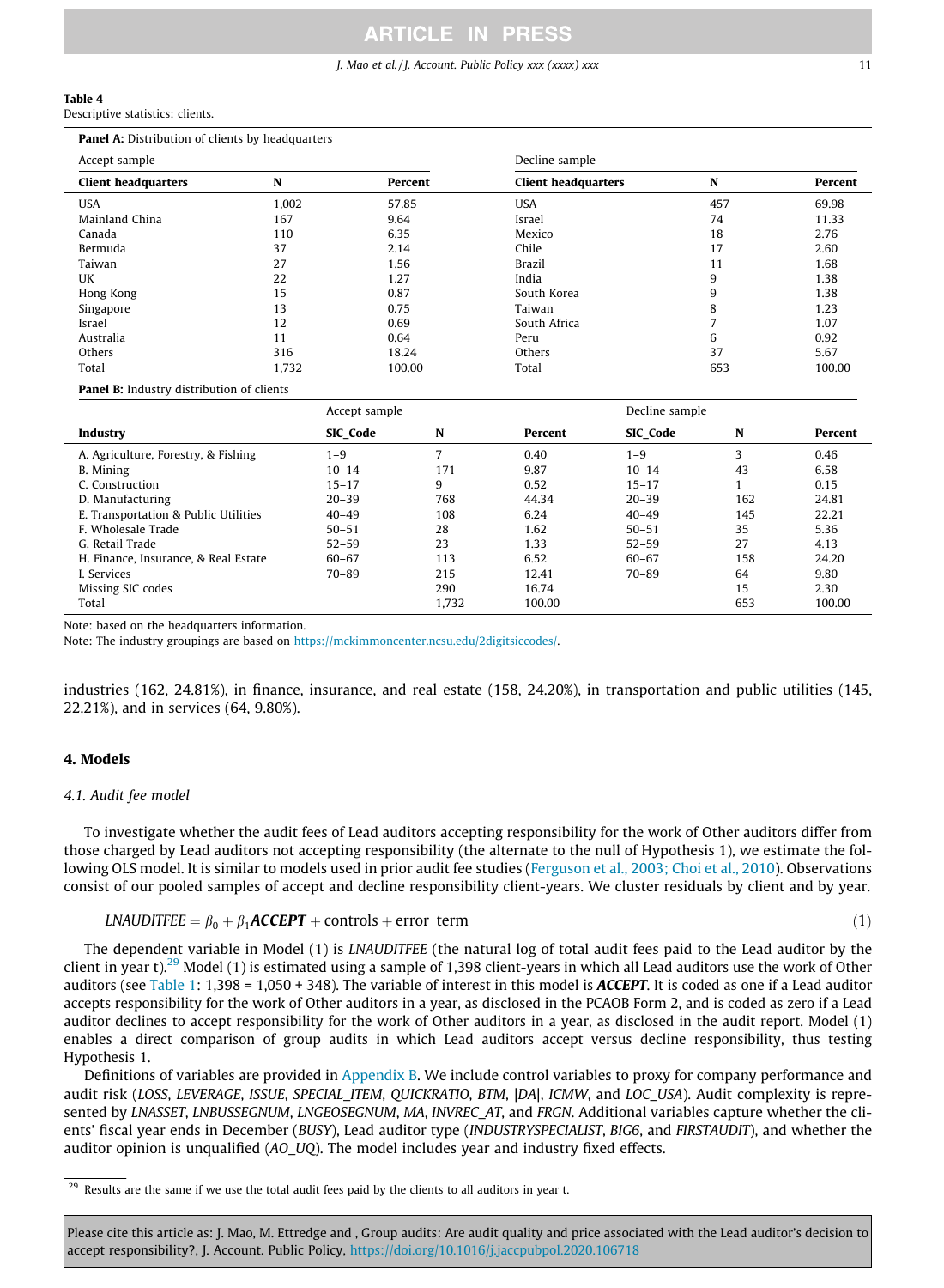**Table 4**
Descriptive statistics: clients.

**Panel A:** Distribution of clients by headquarters

| Accept sample | | | Decline sample | | |
|---|---|---|---|---|---|
| **Client headquarters** | **N** | **Percent** | **Client headquarters** | **N** | **Percent** |
| USA | 1,002 | 57.85 | USA | 457 | 69.98 |
| Mainland China | 167 | 9.64 | Israel | 74 | 11.33 |
| Canada | 110 | 6.35 | Mexico | 18 | 2.76 |
| Bermuda | 37 | 2.14 | Chile | 17 | 2.60 |
| Taiwan | 27 | 1.56 | Brazil | 11 | 1.68 |
| UK | 22 | 1.27 | India | 9 | 1.38 |
| Hong Kong | 15 | 0.87 | South Korea | 9 | 1.38 |
| Singapore | 13 | 0.75 | Taiwan | 8 | 1.23 |
| Israel | 12 | 0.69 | South Africa | 7 | 1.07 |
| Australia | 11 | 0.64 | Peru | 6 | 0.92 |
| Others | 316 | 18.24 | Others | 37 | 5.67 |
| Total | 1,732 | 100.00 | Total | 653 | 100.00 |

**Panel B:** Industry distribution of clients

| | Accept sample | | | Decline sample | | |
|---|---|---|---|---|---|---|
| **Industry** | **SIC_Code** | **N** | **Percent** | **SIC_Code** | **N** | **Percent** |
| A. Agriculture, Forestry, & Fishing | 1–9 | 7 | 0.40 | 1–9 | 3 | 0.46 |
| B. Mining | 10–14 | 171 | 9.87 | 10–14 | 43 | 6.58 |
| C. Construction | 15–17 | 9 | 0.52 | 15–17 | 1 | 0.15 |
| D. Manufacturing | 20–39 | 768 | 44.34 | 20–39 | 162 | 24.81 |
| E. Transportation & Public Utilities | 40–49 | 108 | 6.24 | 40–49 | 145 | 22.21 |
| F. Wholesale Trade | 50–51 | 28 | 1.62 | 50–51 | 35 | 5.36 |
| G. Retail Trade | 52–59 | 23 | 1.33 | 52–59 | 27 | 4.13 |
| H. Finance, Insurance, & Real Estate | 60–67 | 113 | 6.52 | 60–67 | 158 | 24.20 |
| I. Services | 70–89 | 215 | 12.41 | 70–89 | 64 | 9.80 |
| Missing SIC codes | | 290 | 16.74 | | 15 | 2.30 |
| Total | | 1,732 | 100.00 | | 653 | 100.00 |

Note: based on the headquarters information.
Note: The industry groupings are based on https://mckimmoncenter.ncsu.edu/2digitsiccodes/.

industries (162, 24.81%), in finance, insurance, and real estate (158, 24.20%), in transportation and public utilities (145, 22.21%), and in services (64, 9.80%).

## 4. Models

### 4.1. Audit fee model

To investigate whether the audit fees of Lead auditors accepting responsibility for the work of Other auditors differ from those charged by Lead auditors not accepting responsibility (the alternate to the null of Hypothesis 1), we estimate the following OLS model. It is similar to models used in prior audit fee studies (Ferguson et al., 2003; Choi et al., 2010). Observations consist of our pooled samples of accept and decline responsibility client-years. We cluster residuals by client and by year.

$$LNAUDITFEE = \beta_0 + \beta_1 \boldsymbol{ACCEPT} + \text{controls} + \text{error term} \quad (1)$$

The dependent variable in Model (1) is *LNAUDITFEE* (the natural log of total audit fees paid to the Lead auditor by the client in year t).[29] Model (1) is estimated using a sample of 1,398 client-years in which all Lead auditors use the work of Other auditors (see Table 1: 1,398 = 1,050 + 348). The variable of interest in this model is ***ACCEPT***. It is coded as one if a Lead auditor accepts responsibility for the work of Other auditors in a year, as disclosed in the PCAOB Form 2, and is coded as zero if a Lead auditor declines to accept responsibility for the work of Other auditors in a year, as disclosed in the audit report. Model (1) enables a direct comparison of group audits in which Lead auditors accept versus decline responsibility, thus testing Hypothesis 1.

Definitions of variables are provided in Appendix B. We include control variables to proxy for company performance and audit risk (*LOSS*, *LEVERAGE*, *ISSUE*, *SPECIAL_ITEM*, *QUICKRATIO*, *BTM*, *|DA|*, *ICMW*, and *LOC_USA*). Audit complexity is represented by *LNASSET*, *LNBUSSEGNUM*, *LNGEOSEGNUM*, *MA*, *INVREC_AT*, and *FRGN*. Additional variables capture whether the clients' fiscal year ends in December (*BUSY*), Lead auditor type (*INDUSTRYSPECIALIST*, *BIG6*, and *FIRSTAUDIT*), and whether the auditor opinion is unqualified (*AO_UQ*). The model includes year and industry fixed effects.

[29] Results are the same if we use the total audit fees paid by the clients to all auditors in year t.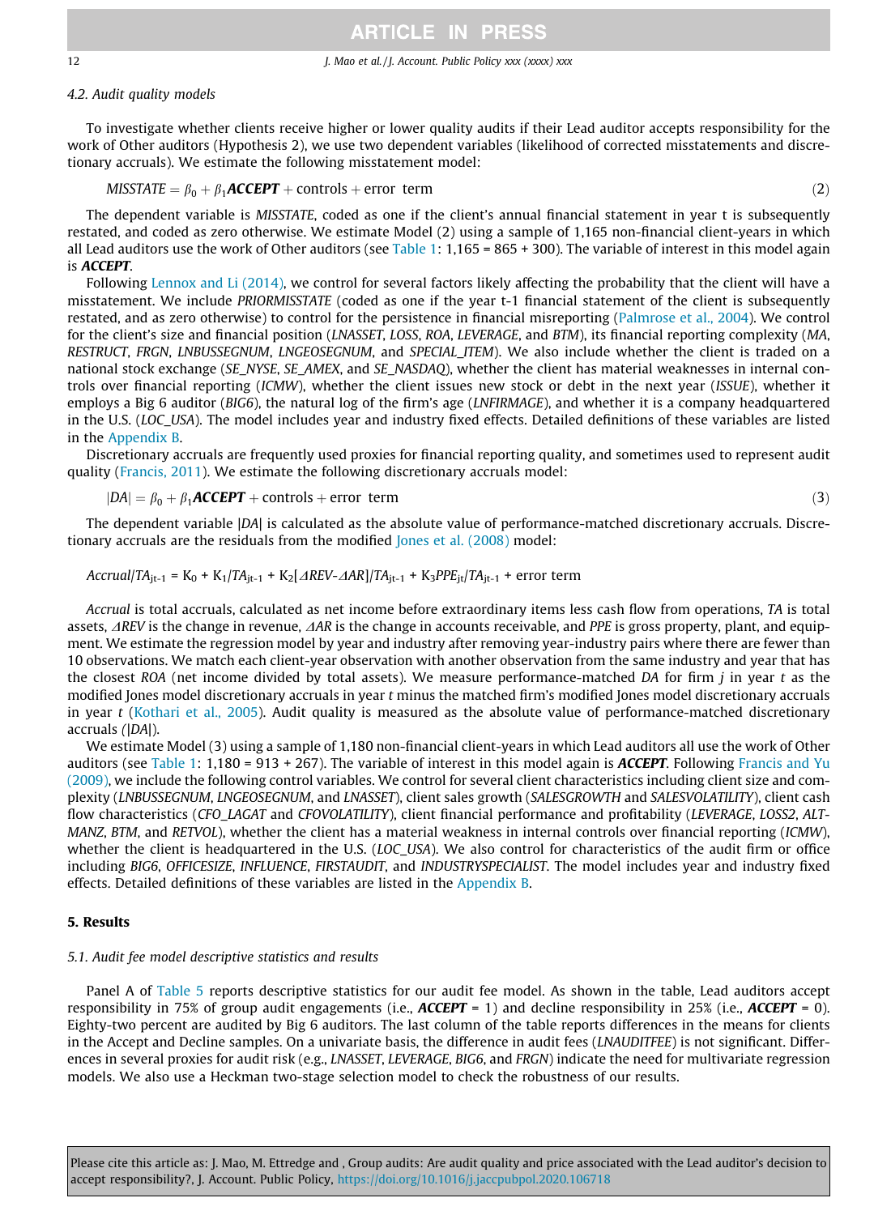*4.2. Audit quality models*

To investigate whether clients receive higher or lower quality audits if their Lead auditor accepts responsibility for the work of Other auditors (Hypothesis 2), we use two dependent variables (likelihood of corrected misstatements and discretionary accruals). We estimate the following misstatement model:

$$MISSTATE = \beta_0 + \beta_1 \boldsymbol{ACCEPT} + \text{controls} + \text{error term} \tag{2}$$

The dependent variable is *MISSTATE*, coded as one if the client's annual financial statement in year t is subsequently restated, and coded as zero otherwise. We estimate Model (2) using a sample of 1,165 non-financial client-years in which all Lead auditors use the work of Other auditors (see Table 1: 1,165 = 865 + 300). The variable of interest in this model again is ***ACCEPT***.

Following Lennox and Li (2014), we control for several factors likely affecting the probability that the client will have a misstatement. We include *PRIORMISSTATE* (coded as one if the year t-1 financial statement of the client is subsequently restated, and as zero otherwise) to control for the persistence in financial misreporting (Palmrose et al., 2004). We control for the client's size and financial position (*LNASSET*, *LOSS*, *ROA*, *LEVERAGE*, and *BTM*), its financial reporting complexity (*MA*, *RESTRUCT*, *FRGN*, *LNBUSSEGNUM*, *LNGEOSEGNUM*, and *SPECIAL_ITEM*). We also include whether the client is traded on a national stock exchange (*SE_NYSE*, *SE_AMEX*, and *SE_NASDAQ*), whether the client has material weaknesses in internal controls over financial reporting (*ICMW*), whether the client issues new stock or debt in the next year (*ISSUE*), whether it employs a Big 6 auditor (*BIG6*), the natural log of the firm's age (*LNFIRMAGE*), and whether it is a company headquartered in the U.S. (*LOC_USA*). The model includes year and industry fixed effects. Detailed definitions of these variables are listed in the Appendix B.

Discretionary accruals are frequently used proxies for financial reporting quality, and sometimes used to represent audit quality (Francis, 2011). We estimate the following discretionary accruals model:

$$|DA| = \beta_0 + \beta_1 \boldsymbol{ACCEPT} + \text{controls} + \text{error term} \tag{3}$$

The dependent variable |*DA*| is calculated as the absolute value of performance-matched discretionary accruals. Discretionary accruals are the residuals from the modified Jones et al. (2008) model:

$$Accrual/TA_{jt-1} = K_0 + K_1/TA_{jt-1} + K_2[\Delta REV - \Delta AR]/TA_{jt-1} + K_3 PPE_{jt}/TA_{jt-1} + \text{error term}$$

*Accrual* is total accruals, calculated as net income before extraordinary items less cash flow from operations, *TA* is total assets, $\Delta REV$ is the change in revenue, $\Delta AR$ is the change in accounts receivable, and *PPE* is gross property, plant, and equipment. We estimate the regression model by year and industry after removing year-industry pairs where there are fewer than 10 observations. We match each client-year observation with another observation from the same industry and year that has the closest *ROA* (net income divided by total assets). We measure performance-matched *DA* for firm *j* in year *t* as the modified Jones model discretionary accruals in year *t* minus the matched firm's modified Jones model discretionary accruals in year *t* (Kothari et al., 2005). Audit quality is measured as the absolute value of performance-matched discretionary accruals *(*|*DA*|).

We estimate Model (3) using a sample of 1,180 non-financial client-years in which Lead auditors all use the work of Other auditors (see Table 1: 1,180 = 913 + 267). The variable of interest in this model again is ***ACCEPT***. Following Francis and Yu (2009), we include the following control variables. We control for several client characteristics including client size and complexity (*LNBUSSEGNUM*, *LNGEOSEGNUM*, and *LNASSET*), client sales growth (*SALESGROWTH* and *SALESVOLATILITY*), client cash flow characteristics (*CFO_LAGAT* and *CFOVOLATILITY*), client financial performance and profitability (*LEVERAGE*, *LOSS2*, *ALTMANZ*, *BTM*, and *RETVOL*), whether the client has a material weakness in internal controls over financial reporting (*ICMW*), whether the client is headquartered in the U.S. (*LOC_USA*). We also control for characteristics of the audit firm or office including *BIG6*, *OFFICESIZE*, *INFLUENCE*, *FIRSTAUDIT*, and *INDUSTRYSPECIALIST*. The model includes year and industry fixed effects. Detailed definitions of these variables are listed in the Appendix B.

## 5. Results

*5.1. Audit fee model descriptive statistics and results*

Panel A of Table 5 reports descriptive statistics for our audit fee model. As shown in the table, Lead auditors accept responsibility in 75% of group audit engagements (i.e., ***ACCEPT*** = 1) and decline responsibility in 25% (i.e., ***ACCEPT*** = 0). Eighty-two percent are audited by Big 6 auditors. The last column of the table reports differences in the means for clients in the Accept and Decline samples. On a univariate basis, the difference in audit fees (*LNAUDITFEE*) is not significant. Differences in several proxies for audit risk (e.g., *LNASSET*, *LEVERAGE*, *BIG6*, and *FRGN*) indicate the need for multivariate regression models. We also use a Heckman two-stage selection model to check the robustness of our results.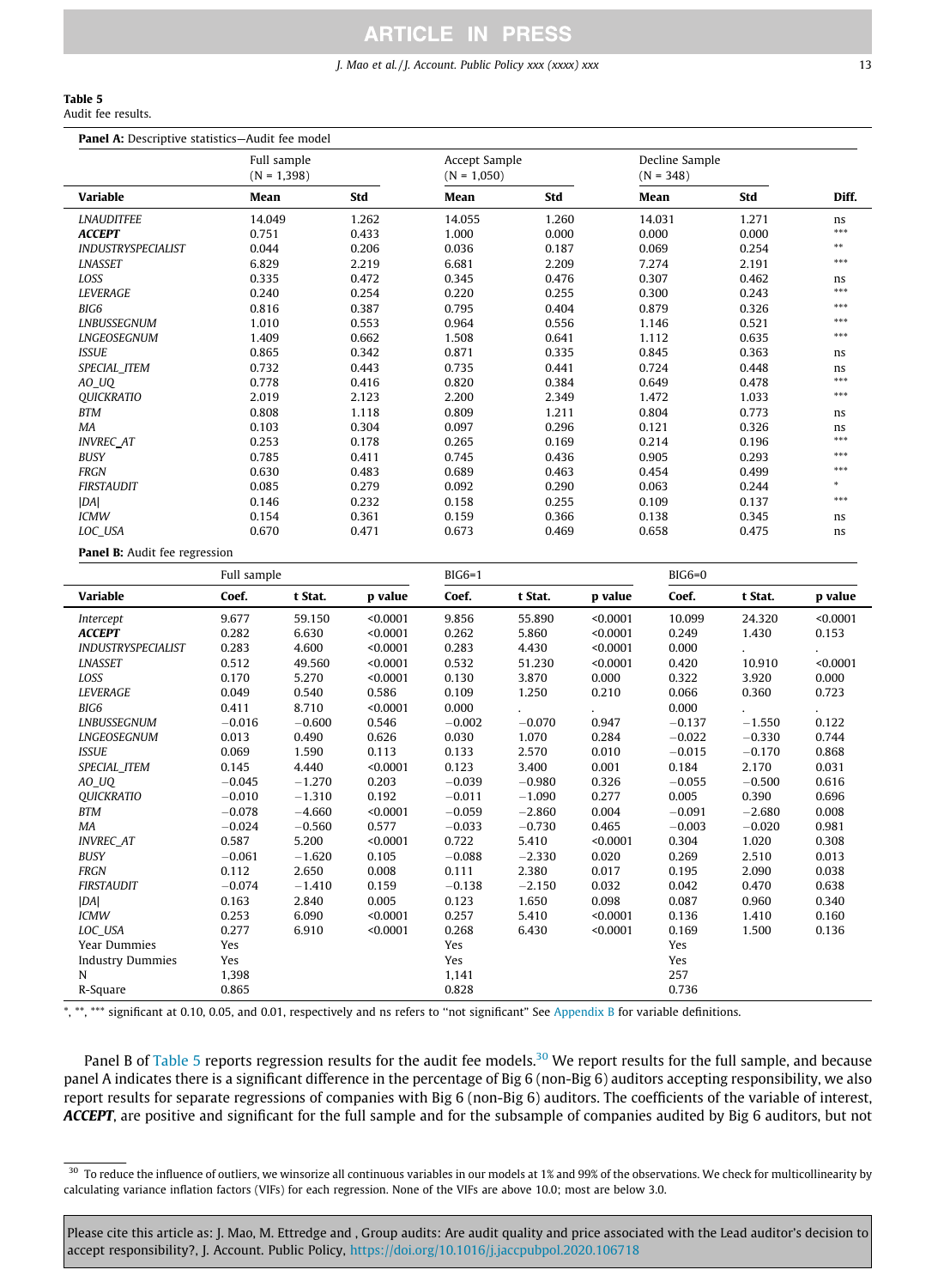**Table 5**
Audit fee results.

**Panel A:** Descriptive statistics—Audit fee model

| Variable | Full sample (N = 1,398) Mean | Std | Accept Sample (N = 1,050) Mean | Std | Decline Sample (N = 348) Mean | Std | Diff. |
|---|---|---|---|---|---|---|---|
| *LNAUDITFEE* | 14.049 | 1.262 | 14.055 | 1.260 | 14.031 | 1.271 | ns |
| ***ACCEPT*** | 0.751 | 0.433 | 1.000 | 0.000 | 0.000 | 0.000 | *** |
| *INDUSTRYSPECIALIST* | 0.044 | 0.206 | 0.036 | 0.187 | 0.069 | 0.254 | ** |
| *LNASSET* | 6.829 | 2.219 | 6.681 | 2.209 | 7.274 | 2.191 | *** |
| *LOSS* | 0.335 | 0.472 | 0.345 | 0.476 | 0.307 | 0.462 | ns |
| *LEVERAGE* | 0.240 | 0.254 | 0.220 | 0.255 | 0.300 | 0.243 | *** |
| *BIG6* | 0.816 | 0.387 | 0.795 | 0.404 | 0.879 | 0.326 | *** |
| *LNBUSSEGNUM* | 1.010 | 0.553 | 0.964 | 0.556 | 1.146 | 0.521 | *** |
| *LNGEOSEGNUM* | 1.409 | 0.662 | 1.508 | 0.641 | 1.112 | 0.635 | *** |
| *ISSUE* | 0.865 | 0.342 | 0.871 | 0.335 | 0.845 | 0.363 | ns |
| *SPECIAL_ITEM* | 0.732 | 0.443 | 0.735 | 0.441 | 0.724 | 0.448 | ns |
| *AO_UQ* | 0.778 | 0.416 | 0.820 | 0.384 | 0.649 | 0.478 | *** |
| *QUICKRATIO* | 2.019 | 2.123 | 2.200 | 2.349 | 1.472 | 1.033 | *** |
| *BTM* | 0.808 | 1.118 | 0.809 | 1.211 | 0.804 | 0.773 | ns |
| *MA* | 0.103 | 0.304 | 0.097 | 0.296 | 0.121 | 0.326 | ns |
| *INVREC_AT* | 0.253 | 0.178 | 0.265 | 0.169 | 0.214 | 0.196 | *** |
| *BUSY* | 0.785 | 0.411 | 0.745 | 0.436 | 0.905 | 0.293 | *** |
| *FRGN* | 0.630 | 0.483 | 0.689 | 0.463 | 0.454 | 0.499 | *** |
| *FIRSTAUDIT* | 0.085 | 0.279 | 0.092 | 0.290 | 0.063 | 0.244 | * |
| *\|DA\|* | 0.146 | 0.232 | 0.158 | 0.255 | 0.109 | 0.137 | *** |
| *ICMW* | 0.154 | 0.361 | 0.159 | 0.366 | 0.138 | 0.345 | ns |
| *LOC_USA* | 0.670 | 0.471 | 0.673 | 0.469 | 0.658 | 0.475 | ns |

**Panel B:** Audit fee regression

| Variable | Full sample Coef. | t Stat. | p value | BIG6=1 Coef. | t Stat. | p value | BIG6=0 Coef. | t Stat. | p value |
|---|---|---|---|---|---|---|---|---|---|
| *Intercept* | 9.677 | 59.150 | <0.0001 | 9.856 | 55.890 | <0.0001 | 10.099 | 24.320 | <0.0001 |
| ***ACCEPT*** | 0.282 | 6.630 | <0.0001 | 0.262 | 5.860 | <0.0001 | 0.249 | 1.430 | 0.153 |
| *INDUSTRYSPECIALIST* | 0.283 | 4.600 | <0.0001 | 0.283 | 4.430 | <0.0001 | 0.000 | . | . |
| *LNASSET* | 0.512 | 49.560 | <0.0001 | 0.532 | 51.230 | <0.0001 | 0.420 | 10.910 | <0.0001 |
| *LOSS* | 0.170 | 5.270 | <0.0001 | 0.130 | 3.870 | 0.000 | 0.322 | 3.920 | 0.000 |
| *LEVERAGE* | 0.049 | 0.540 | 0.586 | 0.109 | 1.250 | 0.210 | 0.066 | 0.360 | 0.723 |
| *BIG6* | 0.411 | 8.710 | <0.0001 | 0.000 | . | . | 0.000 | . | . |
| *LNBUSSEGNUM* | −0.016 | −0.600 | 0.546 | −0.002 | −0.070 | 0.947 | −0.137 | −1.550 | 0.122 |
| *LNGEOSEGNUM* | 0.013 | 0.490 | 0.626 | 0.030 | 1.070 | 0.284 | −0.022 | −0.330 | 0.744 |
| *ISSUE* | 0.069 | 1.590 | 0.113 | 0.133 | 2.570 | 0.010 | −0.015 | −0.170 | 0.868 |
| *SPECIAL_ITEM* | 0.145 | 4.440 | <0.0001 | 0.123 | 3.400 | 0.001 | 0.184 | 2.170 | 0.031 |
| *AO_UQ* | −0.045 | −1.270 | 0.203 | −0.039 | −0.980 | 0.326 | −0.055 | −0.500 | 0.616 |
| *QUICKRATIO* | −0.010 | −1.310 | 0.192 | −0.011 | −1.090 | 0.277 | 0.005 | 0.390 | 0.696 |
| *BTM* | −0.078 | −4.660 | <0.0001 | −0.059 | −2.860 | 0.004 | −0.091 | −2.680 | 0.008 |
| *MA* | −0.024 | −0.560 | 0.577 | −0.033 | −0.730 | 0.465 | −0.003 | −0.020 | 0.981 |
| *INVREC_AT* | 0.587 | 5.200 | <0.0001 | 0.722 | 5.410 | <0.0001 | 0.304 | 1.020 | 0.308 |
| *BUSY* | −0.061 | −1.620 | 0.105 | −0.088 | −2.330 | 0.020 | 0.269 | 2.510 | 0.013 |
| *FRGN* | 0.112 | 2.650 | 0.008 | 0.111 | 2.380 | 0.017 | 0.195 | 2.090 | 0.038 |
| *FIRSTAUDIT* | −0.074 | −1.410 | 0.159 | −0.138 | −2.150 | 0.032 | 0.042 | 0.470 | 0.638 |
| *\|DA\|* | 0.163 | 2.840 | 0.005 | 0.123 | 1.650 | 0.098 | 0.087 | 0.960 | 0.340 |
| *ICMW* | 0.253 | 6.090 | <0.0001 | 0.257 | 5.410 | <0.0001 | 0.136 | 1.410 | 0.160 |
| *LOC_USA* | 0.277 | 6.910 | <0.0001 | 0.268 | 6.430 | <0.0001 | 0.169 | 1.500 | 0.136 |
| Year Dummies | Yes | | | Yes | | | Yes | | |
| Industry Dummies | Yes | | | Yes | | | Yes | | |
| N | 1,398 | | | 1,141 | | | 257 | | |
| R-Square | 0.865 | | | 0.828 | | | 0.736 | | |

*, **, *** significant at 0.10, 0.05, and 0.01, respectively and ns refers to "not significant" See Appendix B for variable definitions.

Panel B of Table 5 reports regression results for the audit fee models.[30] We report results for the full sample, and because panel A indicates there is a significant difference in the percentage of Big 6 (non-Big 6) auditors accepting responsibility, we also report results for separate regressions of companies with Big 6 (non-Big 6) auditors. The coefficients of the variable of interest, ***ACCEPT***, are positive and significant for the full sample and for the subsample of companies audited by Big 6 auditors, but not

[30] To reduce the influence of outliers, we winsorize all continuous variables in our models at 1% and 99% of the observations. We check for multicollinearity by calculating variance inflation factors (VIFs) for each regression. None of the VIFs are above 10.0; most are below 3.0.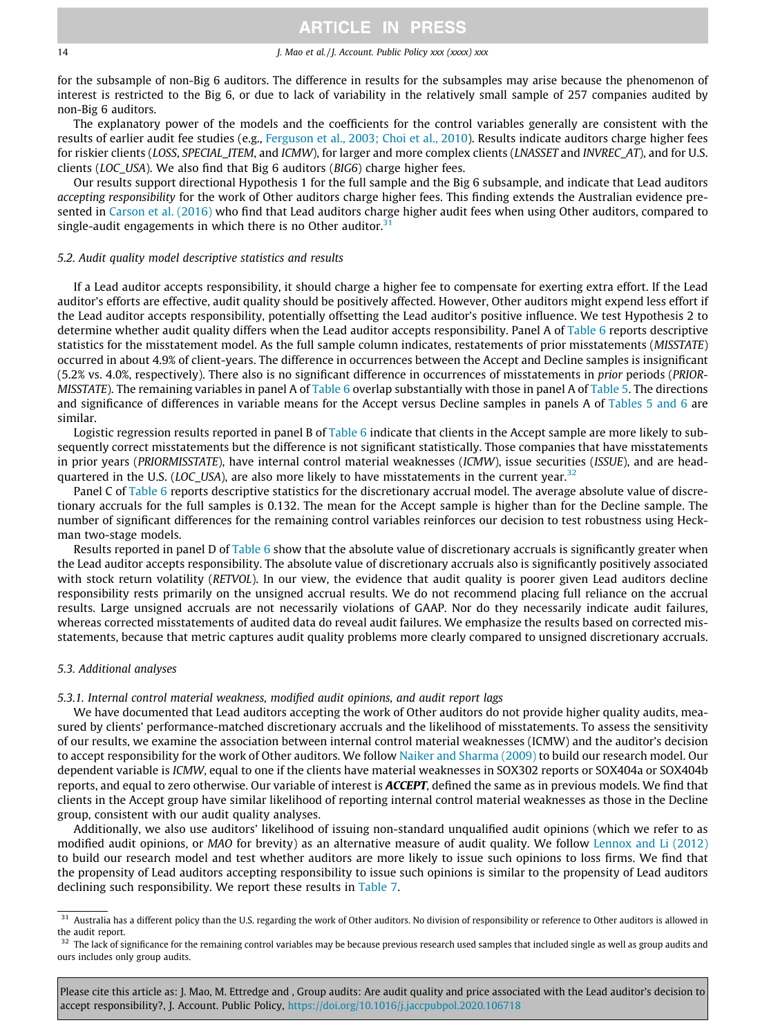for the subsample of non-Big 6 auditors. The difference in results for the subsamples may arise because the phenomenon of interest is restricted to the Big 6, or due to lack of variability in the relatively small sample of 257 companies audited by non-Big 6 auditors.

The explanatory power of the models and the coefficients for the control variables generally are consistent with the results of earlier audit fee studies (e.g., Ferguson et al., 2003; Choi et al., 2010). Results indicate auditors charge higher fees for riskier clients (*LOSS*, *SPECIAL_ITEM*, and *ICMW*), for larger and more complex clients (*LNASSET* and *INVREC_AT*), and for U.S. clients (*LOC_USA*). We also find that Big 6 auditors (*BIG6*) charge higher fees.

Our results support directional Hypothesis 1 for the full sample and the Big 6 subsample, and indicate that Lead auditors *accepting responsibility* for the work of Other auditors charge higher fees. This finding extends the Australian evidence presented in Carson et al. (2016) who find that Lead auditors charge higher audit fees when using Other auditors, compared to single-audit engagements in which there is no Other auditor.[31]

### 5.2. Audit quality model descriptive statistics and results

If a Lead auditor accepts responsibility, it should charge a higher fee to compensate for exerting extra effort. If the Lead auditor's efforts are effective, audit quality should be positively affected. However, Other auditors might expend less effort if the Lead auditor accepts responsibility, potentially offsetting the Lead auditor's positive influence. We test Hypothesis 2 to determine whether audit quality differs when the Lead auditor accepts responsibility. Panel A of Table 6 reports descriptive statistics for the misstatement model. As the full sample column indicates, restatements of prior misstatements (*MISSTATE*) occurred in about 4.9% of client-years. The difference in occurrences between the Accept and Decline samples is insignificant (5.2% vs. 4.0%, respectively). There also is no significant difference in occurrences of misstatements in *prior* periods (*PRIORMISSTATE*). The remaining variables in panel A of Table 6 overlap substantially with those in panel A of Table 5. The directions and significance of differences in variable means for the Accept versus Decline samples in panels A of Tables 5 and 6 are similar.

Logistic regression results reported in panel B of Table 6 indicate that clients in the Accept sample are more likely to subsequently correct misstatements but the difference is not significant statistically. Those companies that have misstatements in prior years (*PRIORMISSTATE*), have internal control material weaknesses (*ICMW*), issue securities (*ISSUE*), and are headquartered in the U.S. (*LOC_USA*), are also more likely to have misstatements in the current year.[32]

Panel C of Table 6 reports descriptive statistics for the discretionary accrual model. The average absolute value of discretionary accruals for the full samples is 0.132. The mean for the Accept sample is higher than for the Decline sample. The number of significant differences for the remaining control variables reinforces our decision to test robustness using Heckman two-stage models.

Results reported in panel D of Table 6 show that the absolute value of discretionary accruals is significantly greater when the Lead auditor accepts responsibility. The absolute value of discretionary accruals also is significantly positively associated with stock return volatility (*RETVOL*). In our view, the evidence that audit quality is poorer given Lead auditors decline responsibility rests primarily on the unsigned accrual results. We do not recommend placing full reliance on the accrual results. Large unsigned accruals are not necessarily violations of GAAP. Nor do they necessarily indicate audit failures, whereas corrected misstatements of audited data do reveal audit failures. We emphasize the results based on corrected misstatements, because that metric captures audit quality problems more clearly compared to unsigned discretionary accruals.

### 5.3. Additional analyses

#### 5.3.1. Internal control material weakness, modified audit opinions, and audit report lags

We have documented that Lead auditors accepting the work of Other auditors do not provide higher quality audits, measured by clients' performance-matched discretionary accruals and the likelihood of misstatements. To assess the sensitivity of our results, we examine the association between internal control material weaknesses (ICMW) and the auditor's decision to accept responsibility for the work of Other auditors. We follow Naiker and Sharma (2009) to build our research model. Our dependent variable is *ICMW*, equal to one if the clients have material weaknesses in SOX302 reports or SOX404a or SOX404b reports, and equal to zero otherwise. Our variable of interest is ***ACCEPT***, defined the same as in previous models. We find that clients in the Accept group have similar likelihood of reporting internal control material weaknesses as those in the Decline group, consistent with our audit quality analyses.

Additionally, we also use auditors' likelihood of issuing non-standard unqualified audit opinions (which we refer to as modified audit opinions, or *MAO* for brevity) as an alternative measure of audit quality. We follow Lennox and Li (2012) to build our research model and test whether auditors are more likely to issue such opinions to loss firms. We find that the propensity of Lead auditors accepting responsibility to issue such opinions is similar to the propensity of Lead auditors declining such responsibility. We report these results in Table 7.

---

[31] Australia has a different policy than the U.S. regarding the work of Other auditors. No division of responsibility or reference to Other auditors is allowed in the audit report.

[32] The lack of significance for the remaining control variables may be because previous research used samples that included single as well as group audits and ours includes only group audits.

Please cite this article as: J. Mao, M. Ettredge and , Group audits: Are audit quality and price associated with the Lead auditor's decision to accept responsibility?, J. Account. Public Policy, https://doi.org/10.1016/j.jaccpubpol.2020.106718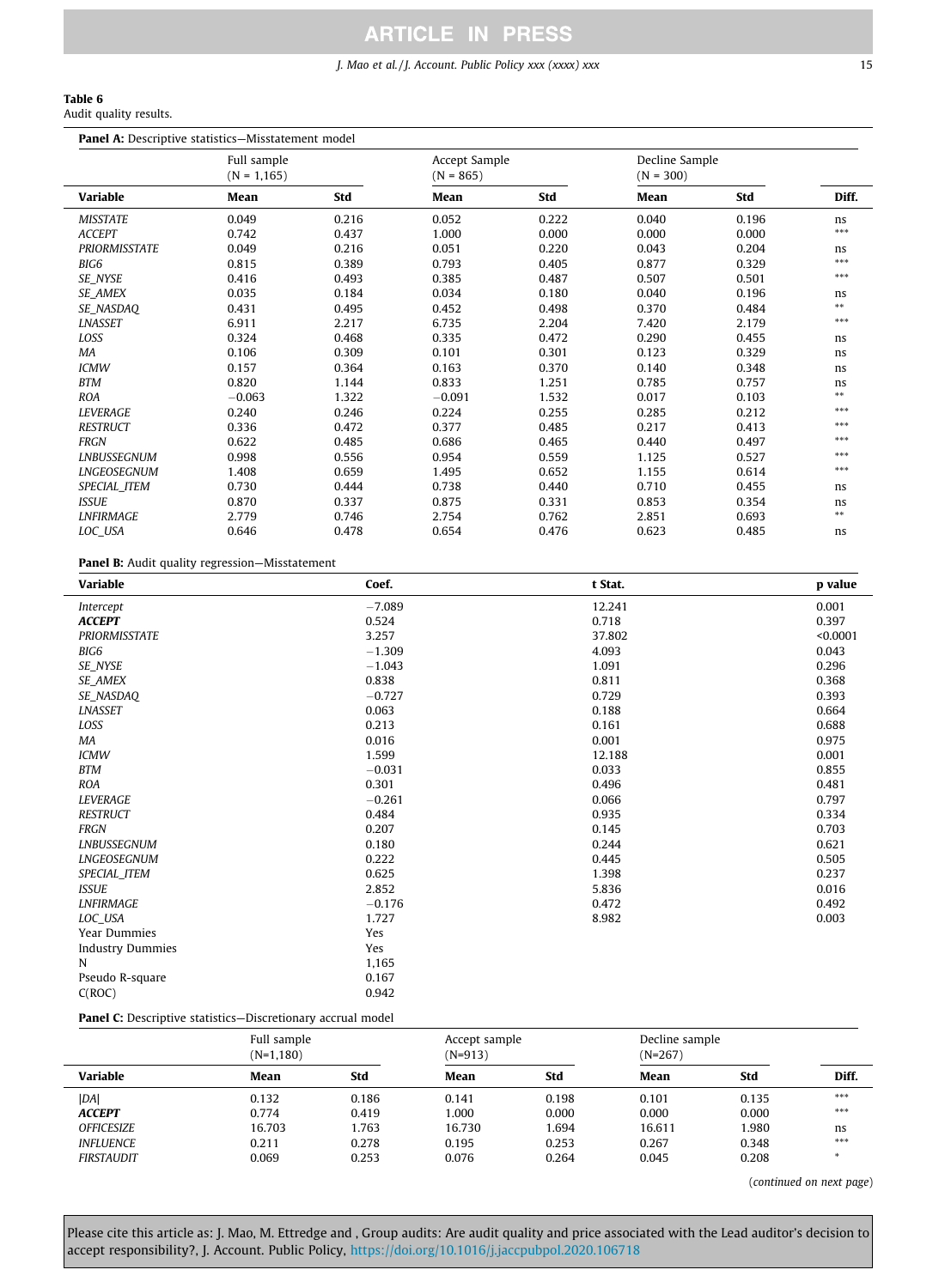**Table 6**
Audit quality results.

**Panel A:** Descriptive statistics—Misstatement model

| | Full sample (N = 1,165) | | Accept Sample (N = 865) | | Decline Sample (N = 300) | | |
|---|---|---|---|---|---|---|---|
| **Variable** | **Mean** | **Std** | **Mean** | **Std** | **Mean** | **Std** | **Diff.** |
| *MISSTATE* | 0.049 | 0.216 | 0.052 | 0.222 | 0.040 | 0.196 | ns |
| *ACCEPT* | 0.742 | 0.437 | 1.000 | 0.000 | 0.000 | 0.000 | *** |
| *PRIORMISSTATE* | 0.049 | 0.216 | 0.051 | 0.220 | 0.043 | 0.204 | ns |
| *BIG6* | 0.815 | 0.389 | 0.793 | 0.405 | 0.877 | 0.329 | *** |
| *SE_NYSE* | 0.416 | 0.493 | 0.385 | 0.487 | 0.507 | 0.501 | *** |
| *SE_AMEX* | 0.035 | 0.184 | 0.034 | 0.180 | 0.040 | 0.196 | ns |
| *SE_NASDAQ* | 0.431 | 0.495 | 0.452 | 0.498 | 0.370 | 0.484 | ** |
| *LNASSET* | 6.911 | 2.217 | 6.735 | 2.204 | 7.420 | 2.179 | *** |
| *LOSS* | 0.324 | 0.468 | 0.335 | 0.472 | 0.290 | 0.455 | ns |
| *MA* | 0.106 | 0.309 | 0.101 | 0.301 | 0.123 | 0.329 | ns |
| *ICMW* | 0.157 | 0.364 | 0.163 | 0.370 | 0.140 | 0.348 | ns |
| *BTM* | 0.820 | 1.144 | 0.833 | 1.251 | 0.785 | 0.757 | ns |
| *ROA* | −0.063 | 1.322 | −0.091 | 1.532 | 0.017 | 0.103 | ** |
| *LEVERAGE* | 0.240 | 0.246 | 0.224 | 0.255 | 0.285 | 0.212 | *** |
| *RESTRUCT* | 0.336 | 0.472 | 0.377 | 0.485 | 0.217 | 0.413 | *** |
| *FRGN* | 0.622 | 0.485 | 0.686 | 0.465 | 0.440 | 0.497 | *** |
| *LNBUSSEGNUM* | 0.998 | 0.556 | 0.954 | 0.559 | 1.125 | 0.527 | *** |
| *LNGEOSEGNUM* | 1.408 | 0.659 | 1.495 | 0.652 | 1.155 | 0.614 | *** |
| *SPECIAL_ITEM* | 0.730 | 0.444 | 0.738 | 0.440 | 0.710 | 0.455 | ns |
| *ISSUE* | 0.870 | 0.337 | 0.875 | 0.331 | 0.853 | 0.354 | ns |
| *LNFIRMAGE* | 2.779 | 0.746 | 2.754 | 0.762 | 2.851 | 0.693 | ** |
| *LOC_USA* | 0.646 | 0.478 | 0.654 | 0.476 | 0.623 | 0.485 | ns |

**Panel B:** Audit quality regression—Misstatement

| **Variable** | **Coef.** | **t Stat.** | **p value** |
|---|---|---|---|
| *Intercept* | −7.089 | 12.241 | 0.001 |
| ***ACCEPT*** | 0.524 | 0.718 | 0.397 |
| *PRIORMISSTATE* | 3.257 | 37.802 | <0.0001 |
| *BIG6* | −1.309 | 4.093 | 0.043 |
| *SE_NYSE* | −1.043 | 1.091 | 0.296 |
| *SE_AMEX* | 0.838 | 0.811 | 0.368 |
| *SE_NASDAQ* | −0.727 | 0.729 | 0.393 |
| *LNASSET* | 0.063 | 0.188 | 0.664 |
| *LOSS* | 0.213 | 0.161 | 0.688 |
| *MA* | 0.016 | 0.001 | 0.975 |
| *ICMW* | 1.599 | 12.188 | 0.001 |
| *BTM* | −0.031 | 0.033 | 0.855 |
| *ROA* | 0.301 | 0.496 | 0.481 |
| *LEVERAGE* | −0.261 | 0.066 | 0.797 |
| *RESTRUCT* | 0.484 | 0.935 | 0.334 |
| *FRGN* | 0.207 | 0.145 | 0.703 |
| *LNBUSSEGNUM* | 0.180 | 0.244 | 0.621 |
| *LNGEOSEGNUM* | 0.222 | 0.445 | 0.505 |
| *SPECIAL_ITEM* | 0.625 | 1.398 | 0.237 |
| *ISSUE* | 2.852 | 5.836 | 0.016 |
| *LNFIRMAGE* | −0.176 | 0.472 | 0.492 |
| *LOC_USA* | 1.727 | 8.982 | 0.003 |
| Year Dummies | Yes | | |
| Industry Dummies | Yes | | |
| N | 1,165 | | |
| Pseudo R-square | 0.167 | | |
| C(ROC) | 0.942 | | |

**Panel C:** Descriptive statistics—Discretionary accrual model

| | Full sample (N=1,180) | | Accept sample (N=913) | | Decline sample (N=267) | | |
|---|---|---|---|---|---|---|---|
| **Variable** | **Mean** | **Std** | **Mean** | **Std** | **Mean** | **Std** | **Diff.** |
| *\|DA\|* | 0.132 | 0.186 | 0.141 | 0.198 | 0.101 | 0.135 | *** |
| ***ACCEPT*** | 0.774 | 0.419 | 1.000 | 0.000 | 0.000 | 0.000 | *** |
| *OFFICESIZE* | 16.703 | 1.763 | 16.730 | 1.694 | 16.611 | 1.980 | ns |
| *INFLUENCE* | 0.211 | 0.278 | 0.195 | 0.253 | 0.267 | 0.348 | *** |
| *FIRSTAUDIT* | 0.069 | 0.253 | 0.076 | 0.264 | 0.045 | 0.208 | * |

(*continued on next page*)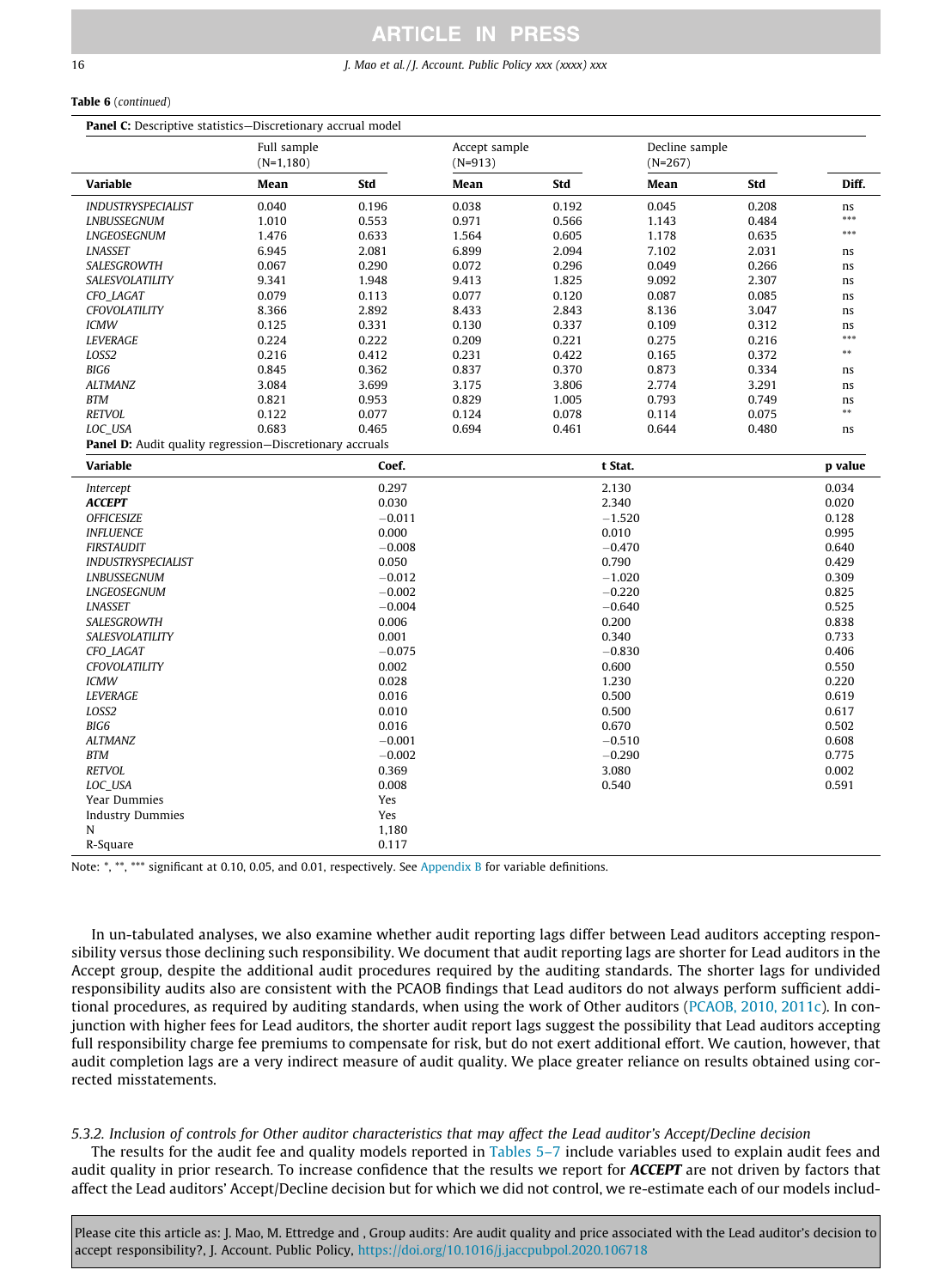**Table 6** (*continued*)

**Panel C:** Descriptive statistics—Discretionary accrual model

| | Full sample (N=1,180) | | Accept sample (N=913) | | Decline sample (N=267) | | |
|---|---|---|---|---|---|---|---|
| **Variable** | **Mean** | **Std** | **Mean** | **Std** | **Mean** | **Std** | **Diff.** |
| *INDUSTRYSPECIALIST* | 0.040 | 0.196 | 0.038 | 0.192 | 0.045 | 0.208 | ns |
| *LNBUSSEGNUM* | 1.010 | 0.553 | 0.971 | 0.566 | 1.143 | 0.484 | *** |
| *LNGEOSEGNUM* | 1.476 | 0.633 | 1.564 | 0.605 | 1.178 | 0.635 | *** |
| *LNASSET* | 6.945 | 2.081 | 6.899 | 2.094 | 7.102 | 2.031 | ns |
| *SALESGROWTH* | 0.067 | 0.290 | 0.072 | 0.296 | 0.049 | 0.266 | ns |
| *SALESVOLATILITY* | 9.341 | 1.948 | 9.413 | 1.825 | 9.092 | 2.307 | ns |
| *CFO_LAGAT* | 0.079 | 0.113 | 0.077 | 0.120 | 0.087 | 0.085 | ns |
| *CFOVOLATILITY* | 8.366 | 2.892 | 8.433 | 2.843 | 8.136 | 3.047 | ns |
| *ICMW* | 0.125 | 0.331 | 0.130 | 0.337 | 0.109 | 0.312 | ns |
| *LEVERAGE* | 0.224 | 0.222 | 0.209 | 0.221 | 0.275 | 0.216 | *** |
| *LOSS2* | 0.216 | 0.412 | 0.231 | 0.422 | 0.165 | 0.372 | ** |
| *BIG6* | 0.845 | 0.362 | 0.837 | 0.370 | 0.873 | 0.334 | ns |
| *ALTMANZ* | 3.084 | 3.699 | 3.175 | 3.806 | 2.774 | 3.291 | ns |
| *BTM* | 0.821 | 0.953 | 0.829 | 1.005 | 0.793 | 0.749 | ns |
| *RETVOL* | 0.122 | 0.077 | 0.124 | 0.078 | 0.114 | 0.075 | ** |
| *LOC_USA* | 0.683 | 0.465 | 0.694 | 0.461 | 0.644 | 0.480 | ns |

**Panel D:** Audit quality regression—Discretionary accruals

| **Variable** | **Coef.** | **t Stat.** | **p value** |
|---|---|---|---|
| *Intercept* | 0.297 | 2.130 | 0.034 |
| ***ACCEPT*** | 0.030 | 2.340 | 0.020 |
| *OFFICESIZE* | −0.011 | −1.520 | 0.128 |
| *INFLUENCE* | 0.000 | 0.010 | 0.995 |
| *FIRSTAUDIT* | −0.008 | −0.470 | 0.640 |
| *INDUSTRYSPECIALIST* | 0.050 | 0.790 | 0.429 |
| *LNBUSSEGNUM* | −0.012 | −1.020 | 0.309 |
| *LNGEOSEGNUM* | −0.002 | −0.220 | 0.825 |
| *LNASSET* | −0.004 | −0.640 | 0.525 |
| *SALESGROWTH* | 0.006 | 0.200 | 0.838 |
| *SALESVOLATILITY* | 0.001 | 0.340 | 0.733 |
| *CFO_LAGAT* | −0.075 | −0.830 | 0.406 |
| *CFOVOLATILITY* | 0.002 | 0.600 | 0.550 |
| *ICMW* | 0.028 | 1.230 | 0.220 |
| *LEVERAGE* | 0.016 | 0.500 | 0.619 |
| *LOSS2* | 0.010 | 0.500 | 0.617 |
| *BIG6* | 0.016 | 0.670 | 0.502 |
| *ALTMANZ* | −0.001 | −0.510 | 0.608 |
| *BTM* | −0.002 | −0.290 | 0.775 |
| *RETVOL* | 0.369 | 3.080 | 0.002 |
| *LOC_USA* | 0.008 | 0.540 | 0.591 |
| Year Dummies | Yes | | |
| Industry Dummies | Yes | | |
| N | 1,180 | | |
| R-Square | 0.117 | | |

Note: *, **, *** significant at 0.10, 0.05, and 0.01, respectively. See Appendix B for variable definitions.

In un-tabulated analyses, we also examine whether audit reporting lags differ between Lead auditors accepting responsibility versus those declining such responsibility. We document that audit reporting lags are shorter for Lead auditors in the Accept group, despite the additional audit procedures required by the auditing standards. The shorter lags for undivided responsibility audits also are consistent with the PCAOB findings that Lead auditors do not always perform sufficient additional procedures, as required by auditing standards, when using the work of Other auditors (PCAOB, 2010, 2011c). In conjunction with higher fees for Lead auditors, the shorter audit report lags suggest the possibility that Lead auditors accepting full responsibility charge fee premiums to compensate for risk, but do not exert additional effort. We caution, however, that audit completion lags are a very indirect measure of audit quality. We place greater reliance on results obtained using corrected misstatements.

*5.3.2. Inclusion of controls for Other auditor characteristics that may affect the Lead auditor's Accept/Decline decision*

The results for the audit fee and quality models reported in Tables 5–7 include variables used to explain audit fees and audit quality in prior research. To increase confidence that the results we report for ***ACCEPT*** are not driven by factors that affect the Lead auditors' Accept/Decline decision but for which we did not control, we re-estimate each of our models includ-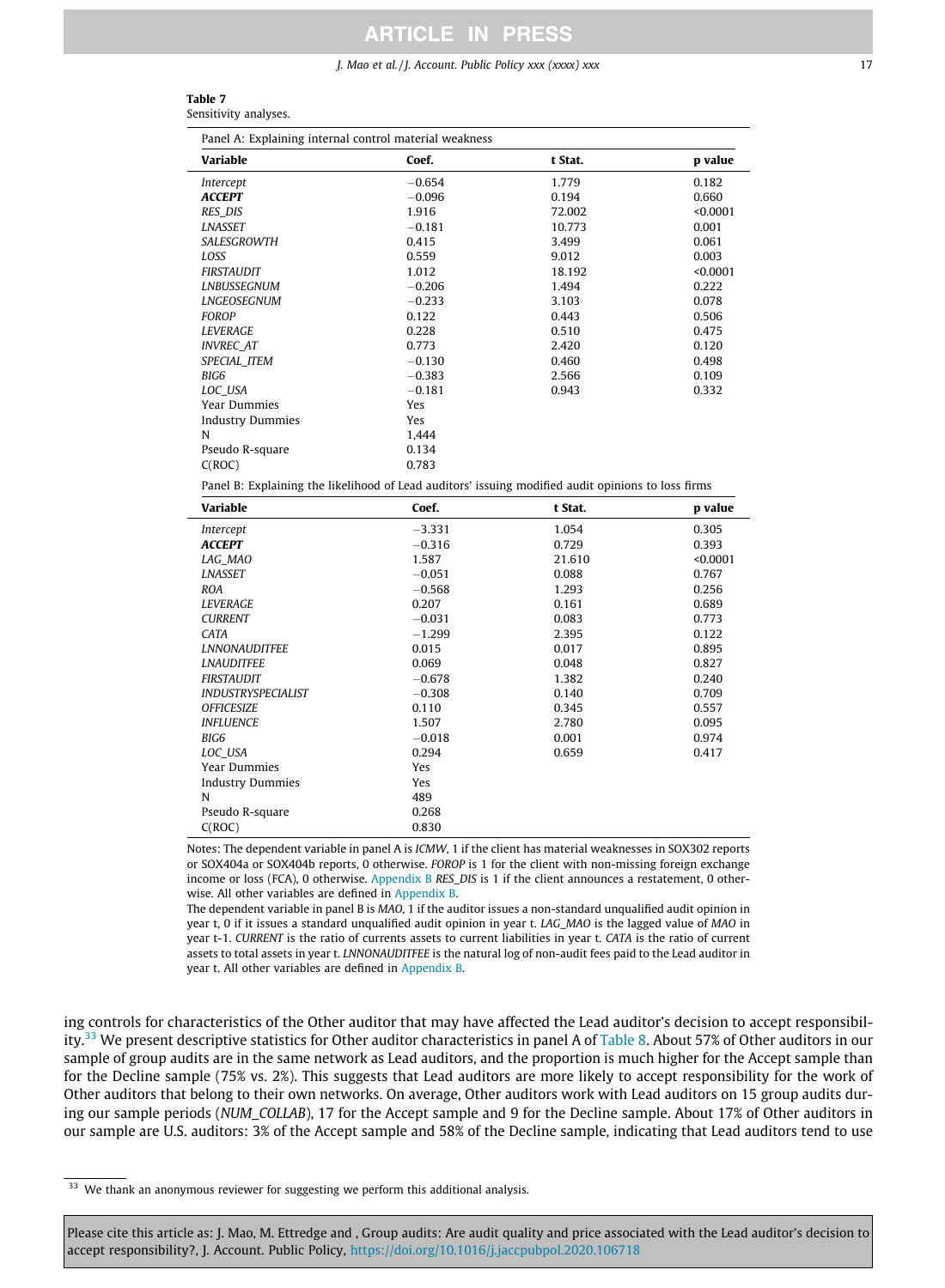**Table 7**
Sensitivity analyses.

Panel A: Explaining internal control material weakness

| Variable | Coef. | t Stat. | p value |
|---|---|---|---|
| *Intercept* | −0.654 | 1.779 | 0.182 |
| ***ACCEPT*** | −0.096 | 0.194 | 0.660 |
| *RES_DIS* | 1.916 | 72.002 | <0.0001 |
| *LNASSET* | −0.181 | 10.773 | 0.001 |
| *SALESGROWTH* | 0.415 | 3.499 | 0.061 |
| *LOSS* | 0.559 | 9.012 | 0.003 |
| *FIRSTAUDIT* | 1.012 | 18.192 | <0.0001 |
| *LNBUSSEGNUM* | −0.206 | 1.494 | 0.222 |
| *LNGEOSEGNUM* | −0.233 | 3.103 | 0.078 |
| *FOROP* | 0.122 | 0.443 | 0.506 |
| *LEVERAGE* | 0.228 | 0.510 | 0.475 |
| *INVREC_AT* | 0.773 | 2.420 | 0.120 |
| *SPECIAL_ITEM* | −0.130 | 0.460 | 0.498 |
| *BIG6* | −0.383 | 2.566 | 0.109 |
| *LOC_USA* | −0.181 | 0.943 | 0.332 |
| Year Dummies | Yes | | |
| Industry Dummies | Yes | | |
| N | 1,444 | | |
| Pseudo R-square | 0.134 | | |
| C(ROC) | 0.783 | | |

Panel B: Explaining the likelihood of Lead auditors' issuing modified audit opinions to loss firms

| Variable | Coef. | t Stat. | p value |
|---|---|---|---|
| *Intercept* | −3.331 | 1.054 | 0.305 |
| ***ACCEPT*** | −0.316 | 0.729 | 0.393 |
| *LAG_MAO* | 1.587 | 21.610 | <0.0001 |
| *LNASSET* | −0.051 | 0.088 | 0.767 |
| *ROA* | −0.568 | 1.293 | 0.256 |
| *LEVERAGE* | 0.207 | 0.161 | 0.689 |
| *CURRENT* | −0.031 | 0.083 | 0.773 |
| *CATA* | −1.299 | 2.395 | 0.122 |
| *LNNONAUDITFEE* | 0.015 | 0.017 | 0.895 |
| *LNAUDITFEE* | 0.069 | 0.048 | 0.827 |
| *FIRSTAUDIT* | −0.678 | 1.382 | 0.240 |
| *INDUSTRYSPECIALIST* | −0.308 | 0.140 | 0.709 |
| *OFFICESIZE* | 0.110 | 0.345 | 0.557 |
| *INFLUENCE* | 1.507 | 2.780 | 0.095 |
| *BIG6* | −0.018 | 0.001 | 0.974 |
| *LOC_USA* | 0.294 | 0.659 | 0.417 |
| Year Dummies | Yes | | |
| Industry Dummies | Yes | | |
| N | 489 | | |
| Pseudo R-square | 0.268 | | |
| C(ROC) | 0.830 | | |

Notes: The dependent variable in panel A is *ICMW*, 1 if the client has material weaknesses in SOX302 reports or SOX404a or SOX404b reports, 0 otherwise. *FOROP* is 1 for the client with non-missing foreign exchange income or loss (FCA), 0 otherwise. Appendix B *RES_DIS* is 1 if the client announces a restatement, 0 otherwise. All other variables are defined in Appendix B.
The dependent variable in panel B is *MAO*, 1 if the auditor issues a non-standard unqualified audit opinion in year t, 0 if it issues a standard unqualified audit opinion in year t. *LAG_MAO* is the lagged value of *MAO* in year t-1. *CURRENT* is the ratio of currents assets to current liabilities in year t. *CATA* is the ratio of current assets to total assets in year t. *LNNONAUDITFEE* is the natural log of non-audit fees paid to the Lead auditor in year t. All other variables are defined in Appendix B.

ing controls for characteristics of the Other auditor that may have affected the Lead auditor's decision to accept responsibility.[33] We present descriptive statistics for Other auditor characteristics in panel A of Table 8. About 57% of Other auditors in our sample of group audits are in the same network as Lead auditors, and the proportion is much higher for the Accept sample than for the Decline sample (75% vs. 2%). This suggests that Lead auditors are more likely to accept responsibility for the work of Other auditors that belong to their own networks. On average, Other auditors work with Lead auditors on 15 group audits during our sample periods (*NUM_COLLAB*), 17 for the Accept sample and 9 for the Decline sample. About 17% of Other auditors in our sample are U.S. auditors: 3% of the Accept sample and 58% of the Decline sample, indicating that Lead auditors tend to use

[33] We thank an anonymous reviewer for suggesting we perform this additional analysis.

Please cite this article as: J. Mao, M. Ettredge and , Group audits: Are audit quality and price associated with the Lead auditor's decision to accept responsibility?, J. Account. Public Policy, https://doi.org/10.1016/j.jaccpubpol.2020.106718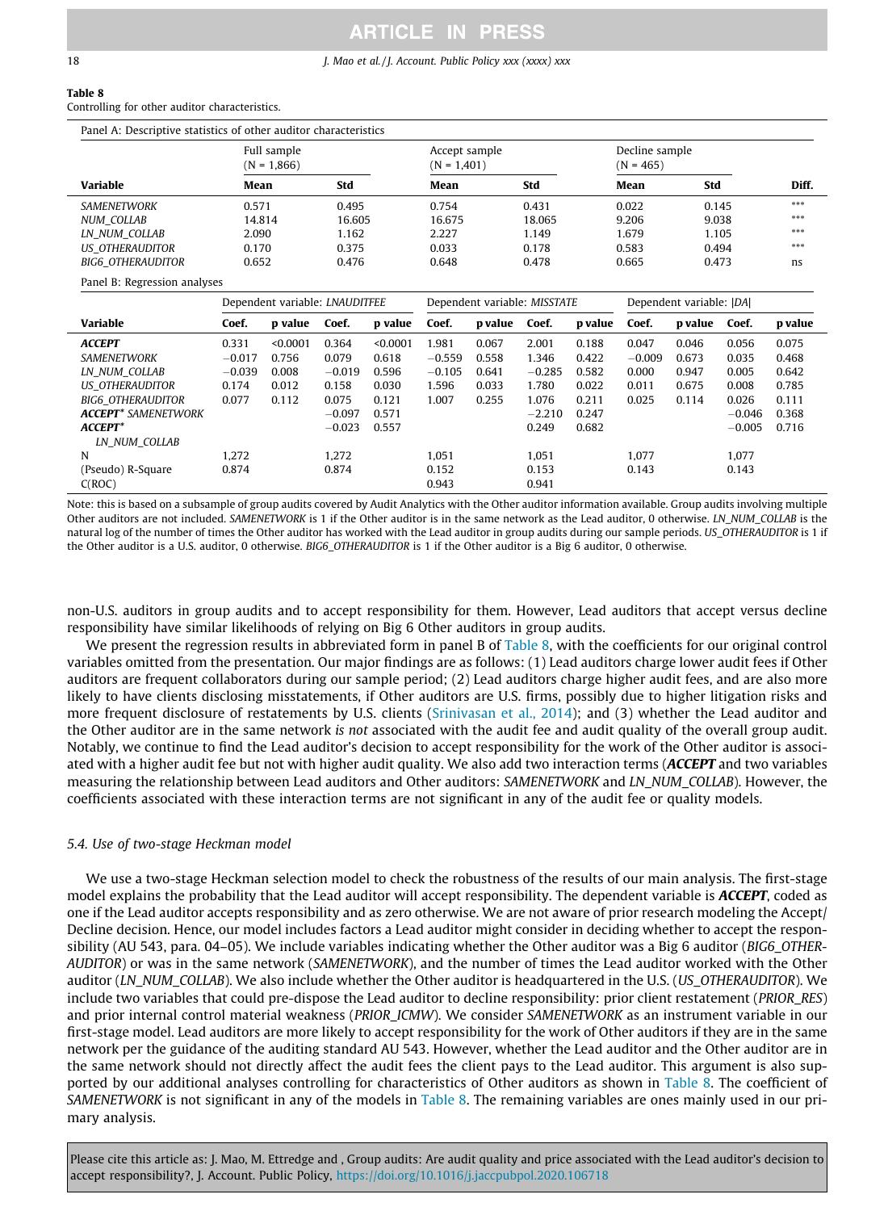**Table 8**
Controlling for other auditor characteristics.

Panel A: Descriptive statistics of other auditor characteristics

| Variable | Full sample (N = 1,866) Mean | Std | Accept sample (N = 1,401) Mean | Std | Decline sample (N = 465) Mean | Std | Diff. |
|---|---|---|---|---|---|---|---|
| *SAMENETWORK* | 0.571 | 0.495 | 0.754 | 0.431 | 0.022 | 0.145 | *** |
| *NUM_COLLAB* | 14.814 | 16.605 | 16.675 | 18.065 | 9.206 | 9.038 | *** |
| *LN_NUM_COLLAB* | 2.090 | 1.162 | 2.227 | 1.149 | 1.679 | 1.105 | *** |
| *US_OTHERAUDITOR* | 0.170 | 0.375 | 0.033 | 0.178 | 0.583 | 0.494 | *** |
| *BIG6_OTHERAUDITOR* | 0.652 | 0.476 | 0.648 | 0.478 | 0.665 | 0.473 | ns |

Panel B: Regression analyses

| | Dependent variable: *LNAUDITFEE* | | | | Dependent variable: *MISSTATE* | | | | Dependent variable: \|*DA*\| | | | |
|---|---|---|---|---|---|---|---|---|---|---|---|---|
| **Variable** | **Coef.** | **p value** | **Coef.** | **p value** | **Coef.** | **p value** | **Coef.** | **p value** | **Coef.** | **p value** | **Coef.** | **p value** |
| ***ACCEPT*** | 0.331 | <0.0001 | 0.364 | <0.0001 | 1.981 | 0.067 | 2.001 | 0.188 | 0.047 | 0.046 | 0.056 | 0.075 |
| *SAMENETWORK* | −0.017 | 0.756 | 0.079 | 0.618 | −0.559 | 0.558 | 1.346 | 0.422 | −0.009 | 0.673 | 0.035 | 0.468 |
| *LN_NUM_COLLAB* | −0.039 | 0.008 | −0.019 | 0.596 | −0.105 | 0.641 | −0.285 | 0.582 | 0.000 | 0.947 | 0.005 | 0.642 |
| *US_OTHERAUDITOR* | 0.174 | 0.012 | 0.158 | 0.030 | 1.596 | 0.033 | 1.780 | 0.022 | 0.011 | 0.675 | 0.008 | 0.785 |
| *BIG6_OTHERAUDITOR* | 0.077 | 0.112 | 0.075 | 0.121 | 1.007 | 0.255 | 1.076 | 0.211 | 0.025 | 0.114 | 0.026 | 0.111 |
| ***ACCEPT**\* SAMENETWORK* | | | −0.097 | 0.571 | | | −2.210 | 0.247 | | | −0.046 | 0.368 |
| ***ACCEPT**\* LN_NUM_COLLAB* | | | −0.023 | 0.557 | | | 0.249 | 0.682 | | | −0.005 | 0.716 |
| N | 1,272 | | 1,272 | | 1,051 | | 1,051 | | 1,077 | | 1,077 | |
| (Pseudo) R-Square | 0.874 | | 0.874 | | 0.152 | | 0.153 | | 0.143 | | 0.143 | |
| C(ROC) | | | | | 0.943 | | 0.941 | | | | | |

Note: this is based on a subsample of group audits covered by Audit Analytics with the Other auditor information available. Group audits involving multiple Other auditors are not included. *SAMENETWORK* is 1 if the Other auditor is in the same network as the Lead auditor, 0 otherwise. *LN_NUM_COLLAB* is the natural log of the number of times the Other auditor has worked with the Lead auditor in group audits during our sample periods. *US_OTHERAUDITOR* is 1 if the Other auditor is a U.S. auditor, 0 otherwise. *BIG6_OTHERAUDITOR* is 1 if the Other auditor is a Big 6 auditor, 0 otherwise.

non-U.S. auditors in group audits and to accept responsibility for them. However, Lead auditors that accept versus decline responsibility have similar likelihoods of relying on Big 6 Other auditors in group audits.

We present the regression results in abbreviated form in panel B of Table 8, with the coefficients for our original control variables omitted from the presentation. Our major findings are as follows: (1) Lead auditors charge lower audit fees if Other auditors are frequent collaborators during our sample period; (2) Lead auditors charge higher audit fees, and are also more likely to have clients disclosing misstatements, if Other auditors are U.S. firms, possibly due to higher litigation risks and more frequent disclosure of restatements by U.S. clients (Srinivasan et al., 2014); and (3) whether the Lead auditor and the Other auditor are in the same network *is not* associated with the audit fee and audit quality of the overall group audit. Notably, we continue to find the Lead auditor's decision to accept responsibility for the work of the Other auditor is associated with a higher audit fee but not with higher audit quality. We also add two interaction terms (***ACCEPT*** and two variables measuring the relationship between Lead auditors and Other auditors: *SAMENETWORK* and *LN_NUM_COLLAB*). However, the coefficients associated with these interaction terms are not significant in any of the audit fee or quality models.

### 5.4. Use of two-stage Heckman model

We use a two-stage Heckman selection model to check the robustness of the results of our main analysis. The first-stage model explains the probability that the Lead auditor will accept responsibility. The dependent variable is ***ACCEPT***, coded as one if the Lead auditor accepts responsibility and as zero otherwise. We are not aware of prior research modeling the Accept/Decline decision. Hence, our model includes factors a Lead auditor might consider in deciding whether to accept the responsibility (AU 543, para. 04–05). We include variables indicating whether the Other auditor was a Big 6 auditor (*BIG6_OTHERAUDITOR*) or was in the same network (*SAMENETWORK*), and the number of times the Lead auditor worked with the Other auditor (*LN_NUM_COLLAB*). We also include whether the Other auditor is headquartered in the U.S. (*US_OTHERAUDITOR*). We include two variables that could pre-dispose the Lead auditor to decline responsibility: prior client restatement (*PRIOR_RES*) and prior internal control material weakness (*PRIOR_ICMW*). We consider *SAMENETWORK* as an instrument variable in our first-stage model. Lead auditors are more likely to accept responsibility for the work of Other auditors if they are in the same network per the guidance of the auditing standard AU 543. However, whether the Lead auditor and the Other auditor are in the same network should not directly affect the audit fees the client pays to the Lead auditor. This argument is also supported by our additional analyses controlling for characteristics of Other auditors as shown in Table 8. The coefficient of *SAMENETWORK* is not significant in any of the models in Table 8. The remaining variables are ones mainly used in our primary analysis.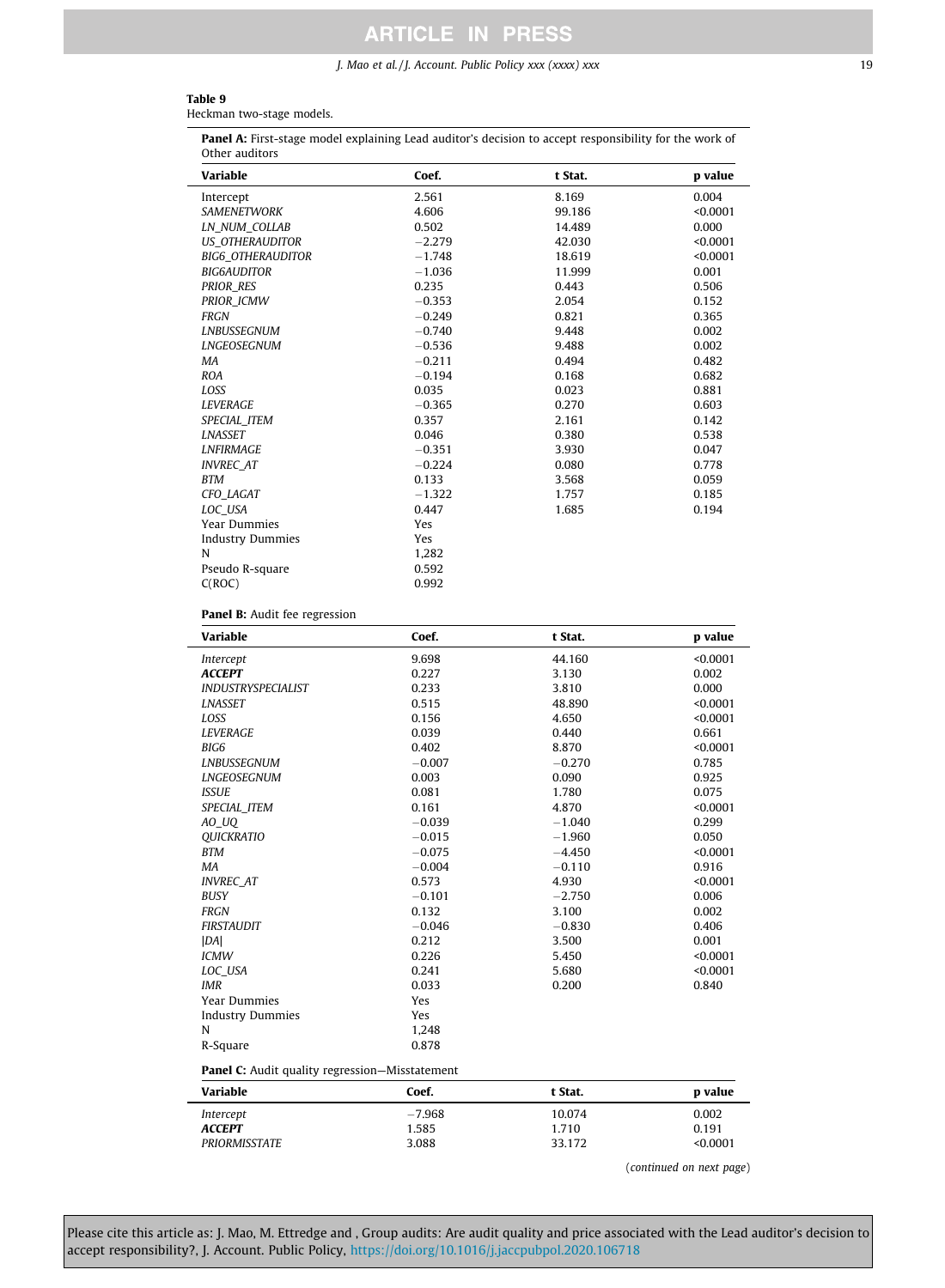**Table 9**
Heckman two-stage models.

**Panel A:** First-stage model explaining Lead auditor's decision to accept responsibility for the work of Other auditors

| Variable | Coef. | t Stat. | p value |
|---|---|---|---|
| Intercept | 2.561 | 8.169 | 0.004 |
| *SAMENETWORK* | 4.606 | 99.186 | <0.0001 |
| *LN_NUM_COLLAB* | 0.502 | 14.489 | 0.000 |
| *US_OTHERAUDITOR* | −2.279 | 42.030 | <0.0001 |
| *BIG6_OTHERAUDITOR* | −1.748 | 18.619 | <0.0001 |
| *BIG6AUDITOR* | −1.036 | 11.999 | 0.001 |
| *PRIOR_RES* | 0.235 | 0.443 | 0.506 |
| *PRIOR_ICMW* | −0.353 | 2.054 | 0.152 |
| *FRGN* | −0.249 | 0.821 | 0.365 |
| *LNBUSSEGNUM* | −0.740 | 9.448 | 0.002 |
| *LNGEOSEGNUM* | −0.536 | 9.488 | 0.002 |
| *MA* | −0.211 | 0.494 | 0.482 |
| *ROA* | −0.194 | 0.168 | 0.682 |
| *LOSS* | 0.035 | 0.023 | 0.881 |
| *LEVERAGE* | −0.365 | 0.270 | 0.603 |
| *SPECIAL_ITEM* | 0.357 | 2.161 | 0.142 |
| *LNASSET* | 0.046 | 0.380 | 0.538 |
| *LNFIRMAGE* | −0.351 | 3.930 | 0.047 |
| *INVREC_AT* | −0.224 | 0.080 | 0.778 |
| *BTM* | 0.133 | 3.568 | 0.059 |
| *CFO_LAGAT* | −1.322 | 1.757 | 0.185 |
| *LOC_USA* | 0.447 | 1.685 | 0.194 |
| Year Dummies | Yes | | |
| Industry Dummies | Yes | | |
| N | 1,282 | | |
| Pseudo R-square | 0.592 | | |
| C(ROC) | 0.992 | | |

**Panel B:** Audit fee regression

| Variable | Coef. | t Stat. | p value |
|---|---|---|---|
| *Intercept* | 9.698 | 44.160 | <0.0001 |
| ***ACCEPT*** | 0.227 | 3.130 | 0.002 |
| *INDUSTRYSPECIALIST* | 0.233 | 3.810 | 0.000 |
| *LNASSET* | 0.515 | 48.890 | <0.0001 |
| *LOSS* | 0.156 | 4.650 | <0.0001 |
| *LEVERAGE* | 0.039 | 0.440 | 0.661 |
| *BIG6* | 0.402 | 8.870 | <0.0001 |
| *LNBUSSEGNUM* | −0.007 | −0.270 | 0.785 |
| *LNGEOSEGNUM* | 0.003 | 0.090 | 0.925 |
| *ISSUE* | 0.081 | 1.780 | 0.075 |
| *SPECIAL_ITEM* | 0.161 | 4.870 | <0.0001 |
| *AO_UQ* | −0.039 | −1.040 | 0.299 |
| *QUICKRATIO* | −0.015 | −1.960 | 0.050 |
| *BTM* | −0.075 | −4.450 | <0.0001 |
| *MA* | −0.004 | −0.110 | 0.916 |
| *INVREC_AT* | 0.573 | 4.930 | <0.0001 |
| *BUSY* | −0.101 | −2.750 | 0.006 |
| *FRGN* | 0.132 | 3.100 | 0.002 |
| *FIRSTAUDIT* | −0.046 | −0.830 | 0.406 |
| *\|DA\|* | 0.212 | 3.500 | 0.001 |
| *ICMW* | 0.226 | 5.450 | <0.0001 |
| *LOC_USA* | 0.241 | 5.680 | <0.0001 |
| *IMR* | 0.033 | 0.200 | 0.840 |
| Year Dummies | Yes | | |
| Industry Dummies | Yes | | |
| N | 1,248 | | |
| R-Square | 0.878 | | |

**Panel C:** Audit quality regression—Misstatement

| Variable | Coef. | t Stat. | p value |
|---|---|---|---|
| *Intercept* | −7.968 | 10.074 | 0.002 |
| ***ACCEPT*** | 1.585 | 1.710 | 0.191 |
| *PRIORMISSTATE* | 3.088 | 33.172 | <0.0001 |

(*continued on next page*)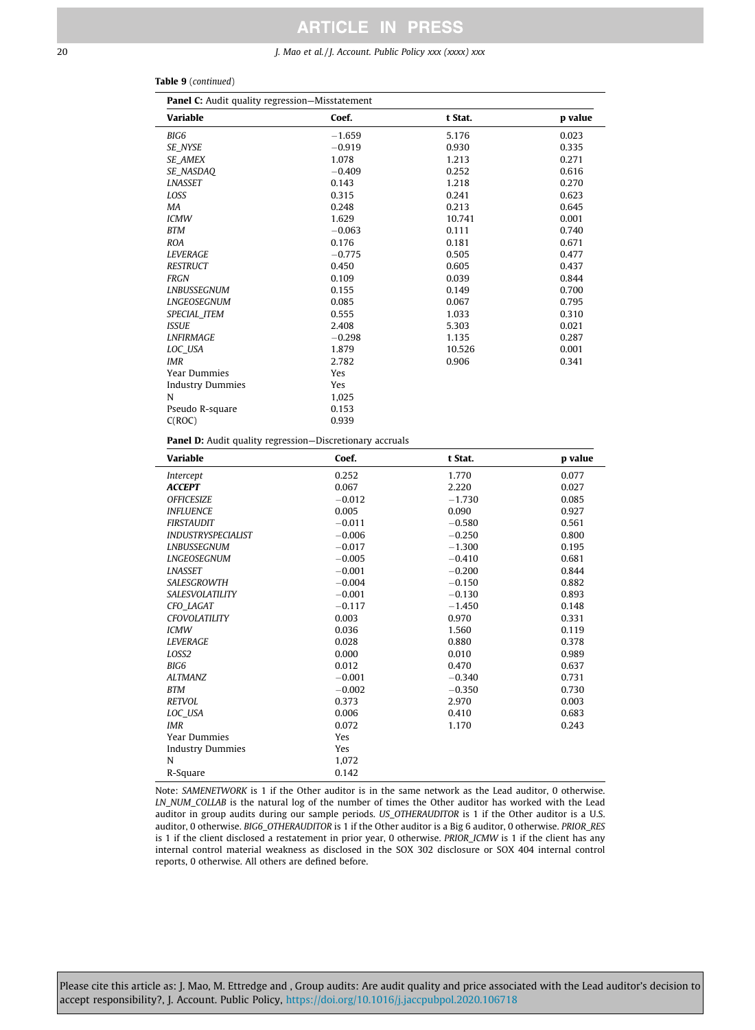**Table 9** (*continued*)

**Panel C:** Audit quality regression—Misstatement

| Variable | Coef. | t Stat. | p value |
|---|---|---|---|
| *BIG6* | −1.659 | 5.176 | 0.023 |
| *SE_NYSE* | −0.919 | 0.930 | 0.335 |
| *SE_AMEX* | 1.078 | 1.213 | 0.271 |
| *SE_NASDAQ* | −0.409 | 0.252 | 0.616 |
| *LNASSET* | 0.143 | 1.218 | 0.270 |
| *LOSS* | 0.315 | 0.241 | 0.623 |
| *MA* | 0.248 | 0.213 | 0.645 |
| *ICMW* | 1.629 | 10.741 | 0.001 |
| *BTM* | −0.063 | 0.111 | 0.740 |
| *ROA* | 0.176 | 0.181 | 0.671 |
| *LEVERAGE* | −0.775 | 0.505 | 0.477 |
| *RESTRUCT* | 0.450 | 0.605 | 0.437 |
| *FRGN* | 0.109 | 0.039 | 0.844 |
| *LNBUSSEGNUM* | 0.155 | 0.149 | 0.700 |
| *LNGEOSEGNUM* | 0.085 | 0.067 | 0.795 |
| *SPECIAL_ITEM* | 0.555 | 1.033 | 0.310 |
| *ISSUE* | 2.408 | 5.303 | 0.021 |
| *LNFIRMAGE* | −0.298 | 1.135 | 0.287 |
| *LOC_USA* | 1.879 | 10.526 | 0.001 |
| *IMR* | 2.782 | 0.906 | 0.341 |
| Year Dummies | Yes | | |
| Industry Dummies | Yes | | |
| N | 1,025 | | |
| Pseudo R-square | 0.153 | | |
| C(ROC) | 0.939 | | |

**Panel D:** Audit quality regression—Discretionary accruals

| Variable | Coef. | t Stat. | p value |
|---|---|---|---|
| *Intercept* | 0.252 | 1.770 | 0.077 |
| ***ACCEPT*** | 0.067 | 2.220 | 0.027 |
| *OFFICESIZE* | −0.012 | −1.730 | 0.085 |
| *INFLUENCE* | 0.005 | 0.090 | 0.927 |
| *FIRSTAUDIT* | −0.011 | −0.580 | 0.561 |
| *INDUSTRYSPECIALIST* | −0.006 | −0.250 | 0.800 |
| *LNBUSSEGNUM* | −0.017 | −1.300 | 0.195 |
| *LNGEOSEGNUM* | −0.005 | −0.410 | 0.681 |
| *LNASSET* | −0.001 | −0.200 | 0.844 |
| *SALESGROWTH* | −0.004 | −0.150 | 0.882 |
| *SALESVOLATILITY* | −0.001 | −0.130 | 0.893 |
| *CFO_LAGAT* | −0.117 | −1.450 | 0.148 |
| *CFOVOLATILITY* | 0.003 | 0.970 | 0.331 |
| *ICMW* | 0.036 | 1.560 | 0.119 |
| *LEVERAGE* | 0.028 | 0.880 | 0.378 |
| *LOSS2* | 0.000 | 0.010 | 0.989 |
| *BIG6* | 0.012 | 0.470 | 0.637 |
| *ALTMANZ* | −0.001 | −0.340 | 0.731 |
| *BTM* | −0.002 | −0.350 | 0.730 |
| *RETVOL* | 0.373 | 2.970 | 0.003 |
| *LOC_USA* | 0.006 | 0.410 | 0.683 |
| *IMR* | 0.072 | 1.170 | 0.243 |
| Year Dummies | Yes | | |
| Industry Dummies | Yes | | |
| N | 1,072 | | |
| R-Square | 0.142 | | |

Note: *SAMENETWORK* is 1 if the Other auditor is in the same network as the Lead auditor, 0 otherwise. *LN_NUM_COLLAB* is the natural log of the number of times the Other auditor has worked with the Lead auditor in group audits during our sample periods. *US_OTHERAUDITOR* is 1 if the Other auditor is a U.S. auditor, 0 otherwise. *BIG6_OTHERAUDITOR* is 1 if the Other auditor is a Big 6 auditor, 0 otherwise. *PRIOR_RES* is 1 if the client disclosed a restatement in prior year, 0 otherwise. *PRIOR_ICMW* is 1 if the client has any internal control material weakness as disclosed in the SOX 302 disclosure or SOX 404 internal control reports, 0 otherwise. All others are defined before.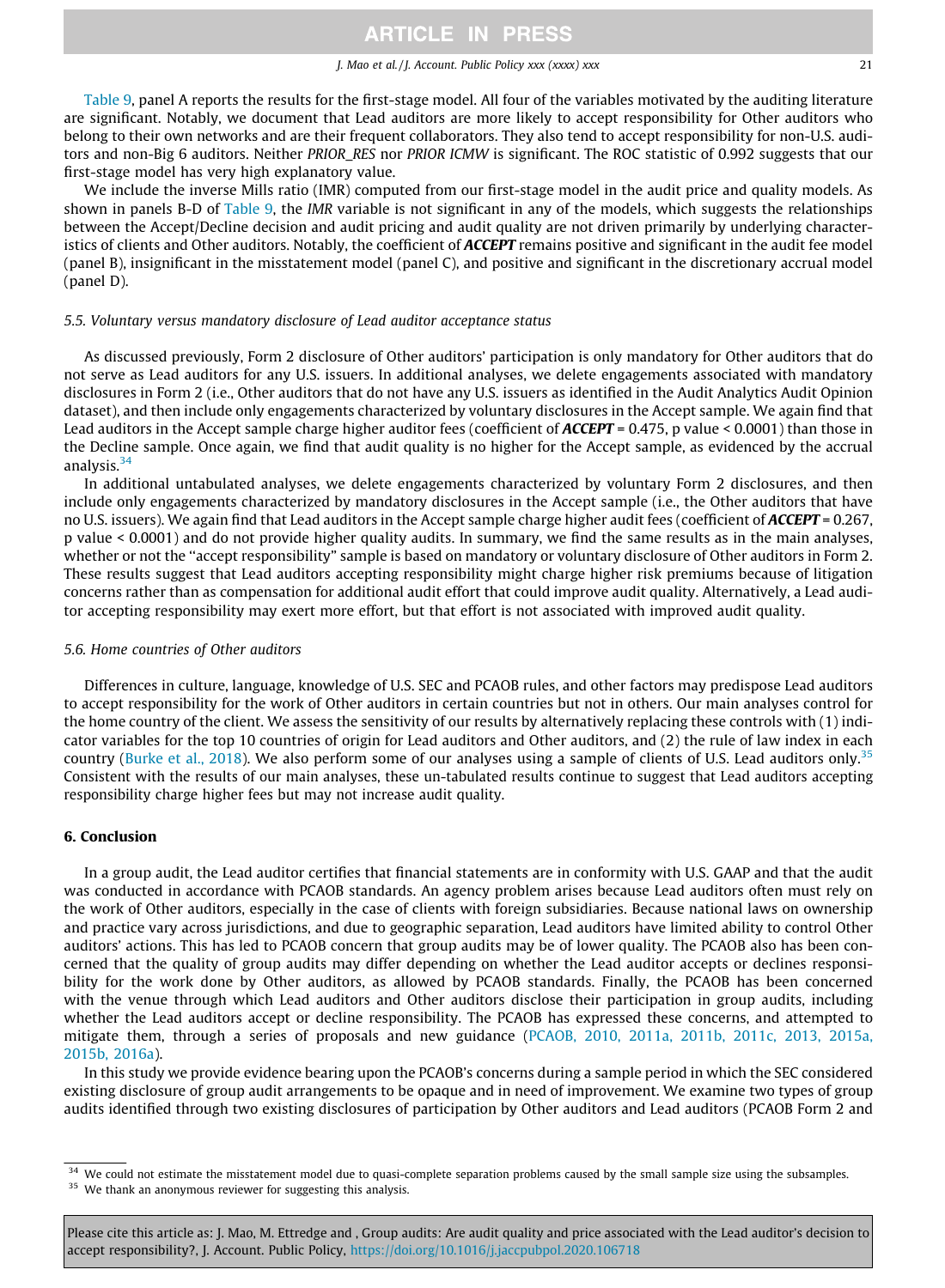Table 9, panel A reports the results for the first-stage model. All four of the variables motivated by the auditing literature are significant. Notably, we document that Lead auditors are more likely to accept responsibility for Other auditors who belong to their own networks and are their frequent collaborators. They also tend to accept responsibility for non-U.S. auditors and non-Big 6 auditors. Neither *PRIOR_RES* nor *PRIOR ICMW* is significant. The ROC statistic of 0.992 suggests that our first-stage model has very high explanatory value.

We include the inverse Mills ratio (IMR) computed from our first-stage model in the audit price and quality models. As shown in panels B-D of Table 9, the *IMR* variable is not significant in any of the models, which suggests the relationships between the Accept/Decline decision and audit pricing and audit quality are not driven primarily by underlying characteristics of clients and Other auditors. Notably, the coefficient of ***ACCEPT*** remains positive and significant in the audit fee model (panel B), insignificant in the misstatement model (panel C), and positive and significant in the discretionary accrual model (panel D).

### 5.5. Voluntary versus mandatory disclosure of Lead auditor acceptance status

As discussed previously, Form 2 disclosure of Other auditors' participation is only mandatory for Other auditors that do not serve as Lead auditors for any U.S. issuers. In additional analyses, we delete engagements associated with mandatory disclosures in Form 2 (i.e., Other auditors that do not have any U.S. issuers as identified in the Audit Analytics Audit Opinion dataset), and then include only engagements characterized by voluntary disclosures in the Accept sample. We again find that Lead auditors in the Accept sample charge higher auditor fees (coefficient of ***ACCEPT*** = 0.475, p value < 0.0001) than those in the Decline sample. Once again, we find that audit quality is no higher for the Accept sample, as evidenced by the accrual analysis.[34]

In additional untabulated analyses, we delete engagements characterized by voluntary Form 2 disclosures, and then include only engagements characterized by mandatory disclosures in the Accept sample (i.e., the Other auditors that have no U.S. issuers). We again find that Lead auditors in the Accept sample charge higher audit fees (coefficient of ***ACCEPT*** = 0.267, p value < 0.0001) and do not provide higher quality audits. In summary, we find the same results as in the main analyses, whether or not the "accept responsibility" sample is based on mandatory or voluntary disclosure of Other auditors in Form 2. These results suggest that Lead auditors accepting responsibility might charge higher risk premiums because of litigation concerns rather than as compensation for additional audit effort that could improve audit quality. Alternatively, a Lead auditor accepting responsibility may exert more effort, but that effort is not associated with improved audit quality.

### 5.6. Home countries of Other auditors

Differences in culture, language, knowledge of U.S. SEC and PCAOB rules, and other factors may predispose Lead auditors to accept responsibility for the work of Other auditors in certain countries but not in others. Our main analyses control for the home country of the client. We assess the sensitivity of our results by alternatively replacing these controls with (1) indicator variables for the top 10 countries of origin for Lead auditors and Other auditors, and (2) the rule of law index in each country (Burke et al., 2018). We also perform some of our analyses using a sample of clients of U.S. Lead auditors only.[35] Consistent with the results of our main analyses, these un-tabulated results continue to suggest that Lead auditors accepting responsibility charge higher fees but may not increase audit quality.

## 6. Conclusion

In a group audit, the Lead auditor certifies that financial statements are in conformity with U.S. GAAP and that the audit was conducted in accordance with PCAOB standards. An agency problem arises because Lead auditors often must rely on the work of Other auditors, especially in the case of clients with foreign subsidiaries. Because national laws on ownership and practice vary across jurisdictions, and due to geographic separation, Lead auditors have limited ability to control Other auditors' actions. This has led to PCAOB concern that group audits may be of lower quality. The PCAOB also has been concerned that the quality of group audits may differ depending on whether the Lead auditor accepts or declines responsibility for the work done by Other auditors, as allowed by PCAOB standards. Finally, the PCAOB has been concerned with the venue through which Lead auditors and Other auditors disclose their participation in group audits, including whether the Lead auditors accept or decline responsibility. The PCAOB has expressed these concerns, and attempted to mitigate them, through a series of proposals and new guidance (PCAOB, 2010, 2011a, 2011b, 2011c, 2013, 2015a, 2015b, 2016a).

In this study we provide evidence bearing upon the PCAOB's concerns during a sample period in which the SEC considered existing disclosure of group audit arrangements to be opaque and in need of improvement. We examine two types of group audits identified through two existing disclosures of participation by Other auditors and Lead auditors (PCAOB Form 2 and

---

[34] We could not estimate the misstatement model due to quasi-complete separation problems caused by the small sample size using the subsamples.

[35] We thank an anonymous reviewer for suggesting this analysis.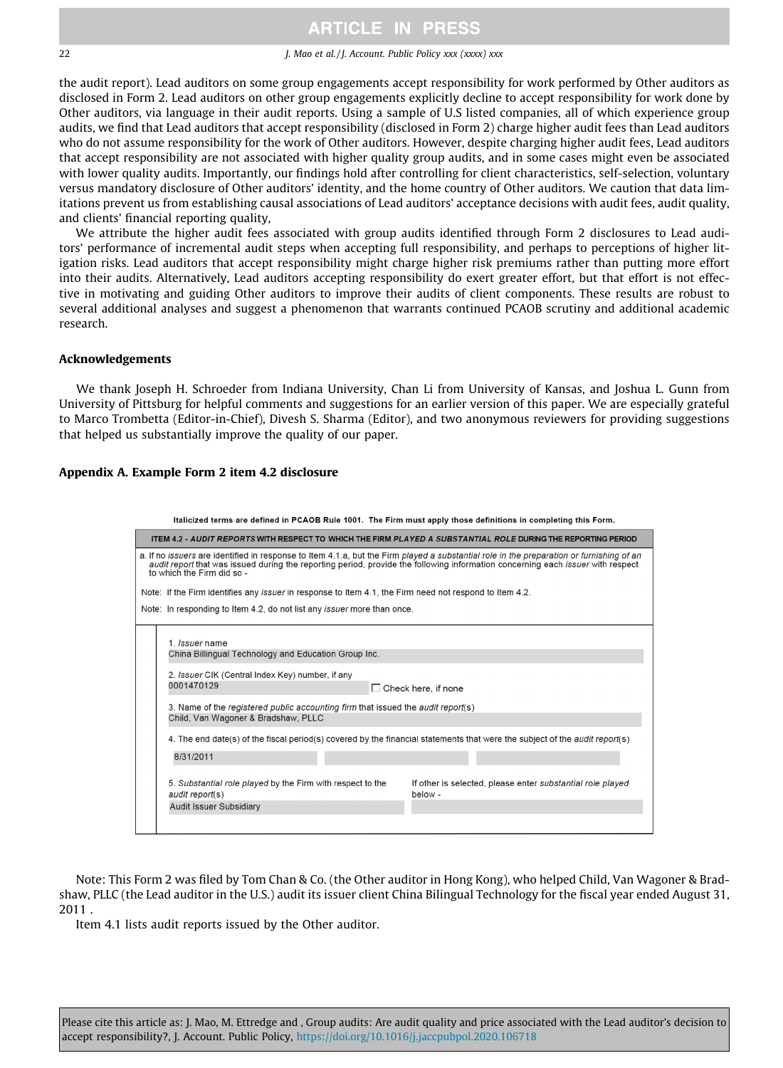the audit report). Lead auditors on some group engagements accept responsibility for work performed by Other auditors as disclosed in Form 2. Lead auditors on other group engagements explicitly decline to accept responsibility for work done by Other auditors, via language in their audit reports. Using a sample of U.S listed companies, all of which experience group audits, we find that Lead auditors that accept responsibility (disclosed in Form 2) charge higher audit fees than Lead auditors who do not assume responsibility for the work of Other auditors. However, despite charging higher audit fees, Lead auditors that accept responsibility are not associated with higher quality group audits, and in some cases might even be associated with lower quality audits. Importantly, our findings hold after controlling for client characteristics, self-selection, voluntary versus mandatory disclosure of Other auditors' identity, and the home country of Other auditors. We caution that data limitations prevent us from establishing causal associations of Lead auditors' acceptance decisions with audit fees, audit quality, and clients' financial reporting quality,

We attribute the higher audit fees associated with group audits identified through Form 2 disclosures to Lead auditors' performance of incremental audit steps when accepting full responsibility, and perhaps to perceptions of higher litigation risks. Lead auditors that accept responsibility might charge higher risk premiums rather than putting more effort into their audits. Alternatively, Lead auditors accepting responsibility do exert greater effort, but that effort is not effective in motivating and guiding Other auditors to improve their audits of client components. These results are robust to several additional analyses and suggest a phenomenon that warrants continued PCAOB scrutiny and additional academic research.

## Acknowledgements

We thank Joseph H. Schroeder from Indiana University, Chan Li from University of Kansas, and Joshua L. Gunn from University of Pittsburg for helpful comments and suggestions for an earlier version of this paper. We are especially grateful to Marco Trombetta (Editor-in-Chief), Divesh S. Sharma (Editor), and two anonymous reviewers for providing suggestions that helped us substantially improve the quality of our paper.

## Appendix A. Example Form 2 item 4.2 disclosure

Italicized terms are defined in PCAOB Rule 1001. The Firm must apply those definitions in completing this Form.

**ITEM 4.2 - *AUDIT REPORTS* WITH RESPECT TO WHICH THE FIRM *PLAYED A SUBSTANTIAL ROLE* DURING THE REPORTING PERIOD**

a. If no *issuers* are identified in response to Item 4.1.a, but the Firm *played a substantial role in the preparation or furnishing of an audit report* that was issued during the reporting period, provide the following information concerning each *issuer* with respect to which the Firm did so -

Note: If the Firm identifies any *issuer* in response to Item 4.1, the Firm need not respond to Item 4.2.

Note: In responding to Item 4.2, do not list any *issuer* more than once.

1. *Issuer* name
   China Billingual Technology and Education Group Inc.
2. *Issuer* CIK (Central Index Key) number, if any
   0001470129 ☐ Check here, if none
3. Name of the *registered public accounting firm* that issued the *audit report*(s)
   Child, Van Wagoner & Bradshaw, PLLC
4. The end date(s) of the fiscal period(s) covered by the financial statements that were the subject of the *audit report*(s)
   8/31/2011
5. *Substantial role played* by the Firm with respect to the *audit report*(s)
   Audit Issuer Subsidiary
   If other is selected, please enter *substantial role played* below -

Note: This Form 2 was filed by Tom Chan & Co. (the Other auditor in Hong Kong), who helped Child, Van Wagoner & Bradshaw, PLLC (the Lead auditor in the U.S.) audit its issuer client China Bilingual Technology for the fiscal year ended August 31, 2011 .

Item 4.1 lists audit reports issued by the Other auditor.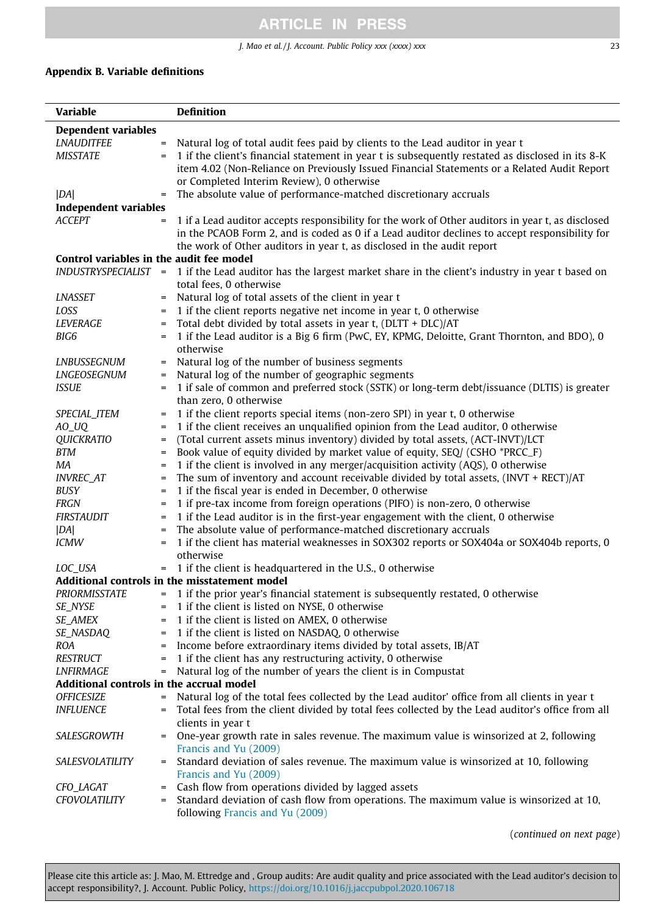## Appendix B. Variable definitions

| Variable | | Definition |
|---|---|---|
| **Dependent variables** | | |
| *LNAUDITFEE* | = | Natural log of total audit fees paid by clients to the Lead auditor in year t |
| *MISSTATE* | = | 1 if the client's financial statement in year t is subsequently restated as disclosed in its 8-K item 4.02 (Non-Reliance on Previously Issued Financial Statements or a Related Audit Report or Completed Interim Review), 0 otherwise |
| *\|DA\|* | = | The absolute value of performance-matched discretionary accruals |
| **Independent variables** | | |
| *ACCEPT* | = | 1 if a Lead auditor accepts responsibility for the work of Other auditors in year t, as disclosed in the PCAOB Form 2, and is coded as 0 if a Lead auditor declines to accept responsibility for the work of Other auditors in year t, as disclosed in the audit report |
| **Control variables in the audit fee model** | | |
| *INDUSTRYSPECIALIST* | = | 1 if the Lead auditor has the largest market share in the client's industry in year t based on total fees, 0 otherwise |
| *LNASSET* | = | Natural log of total assets of the client in year t |
| *LOSS* | = | 1 if the client reports negative net income in year t, 0 otherwise |
| *LEVERAGE* | = | Total debt divided by total assets in year t, (DLTT + DLC)/AT |
| *BIG6* | = | 1 if the Lead auditor is a Big 6 firm (PwC, EY, KPMG, Deloitte, Grant Thornton, and BDO), 0 otherwise |
| *LNBUSSEGNUM* | = | Natural log of the number of business segments |
| *LNGEOSEGNUM* | = | Natural log of the number of geographic segments |
| *ISSUE* | = | 1 if sale of common and preferred stock (SSTK) or long-term debt/issuance (DLTIS) is greater than zero, 0 otherwise |
| *SPECIAL_ITEM* | = | 1 if the client reports special items (non-zero SPI) in year t, 0 otherwise |
| *AO_UQ* | = | 1 if the client receives an unqualified opinion from the Lead auditor, 0 otherwise |
| *QUICKRATIO* | = | (Total current assets minus inventory) divided by total assets, (ACT-INVT)/LCT |
| *BTM* | = | Book value of equity divided by market value of equity, SEQ/ (CSHO *PRCC_F) |
| *MA* | = | 1 if the client is involved in any merger/acquisition activity (AQS), 0 otherwise |
| *INVREC_AT* | = | The sum of inventory and account receivable divided by total assets, (INVT + RECT)/AT |
| *BUSY* | = | 1 if the fiscal year is ended in December, 0 otherwise |
| *FRGN* | = | 1 if pre-tax income from foreign operations (PIFO) is non-zero, 0 otherwise |
| *FIRSTAUDIT* | = | 1 if the Lead auditor is in the first-year engagement with the client, 0 otherwise |
| *\|DA\|* | = | The absolute value of performance-matched discretionary accruals |
| *ICMW* | = | 1 if the client has material weaknesses in SOX302 reports or SOX404a or SOX404b reports, 0 otherwise |
| *LOC_USA* | = | 1 if the client is headquartered in the U.S., 0 otherwise |
| **Additional controls in the misstatement model** | | |
| *PRIORMISSTATE* | = | 1 if the prior year's financial statement is subsequently restated, 0 otherwise |
| *SE_NYSE* | = | 1 if the client is listed on NYSE, 0 otherwise |
| *SE_AMEX* | = | 1 if the client is listed on AMEX, 0 otherwise |
| *SE_NASDAQ* | = | 1 if the client is listed on NASDAQ, 0 otherwise |
| *ROA* | = | Income before extraordinary items divided by total assets, IB/AT |
| *RESTRUCT* | = | 1 if the client has any restructuring activity, 0 otherwise |
| *LNFIRMAGE* | = | Natural log of the number of years the client is in Compustat |
| **Additional controls in the accrual model** | | |
| *OFFICESIZE* | = | Natural log of the total fees collected by the Lead auditor' office from all clients in year t |
| *INFLUENCE* | = | Total fees from the client divided by total fees collected by the Lead auditor's office from all clients in year t |
| *SALESGROWTH* | = | One-year growth rate in sales revenue. The maximum value is winsorized at 2, following Francis and Yu (2009) |
| *SALESVOLATILITY* | = | Standard deviation of sales revenue. The maximum value is winsorized at 10, following Francis and Yu (2009) |
| *CFO_LAGAT* | = | Cash flow from operations divided by lagged assets |
| *CFOVOLATILITY* | = | Standard deviation of cash flow from operations. The maximum value is winsorized at 10, following Francis and Yu (2009) |

(*continued on next page*)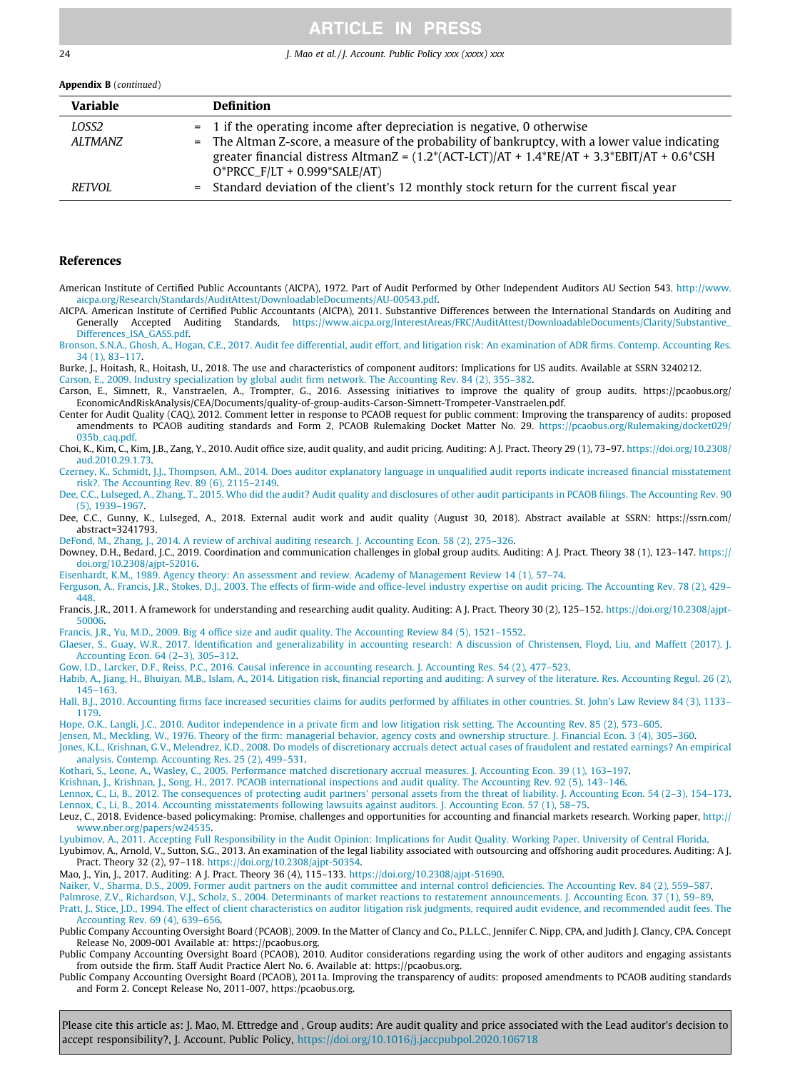**Appendix B** (*continued*)

| Variable | | Definition |
|---|---|---|
| *LOSS2* | = | 1 if the operating income after depreciation is negative, 0 otherwise |
| *ALTMANZ* | = | The Altman Z-score, a measure of the probability of bankruptcy, with a lower value indicating greater financial distress AltmanZ = (1.2*(ACT-LCT)/AT + 1.4*RE/AT + 3.3*EBIT/AT + 0.6*CSHO*PRCC_F/LT + 0.999*SALE/AT) |
| *RETVOL* | = | Standard deviation of the client's 12 monthly stock return for the current fiscal year |

## References

American Institute of Certified Public Accountants (AICPA), 1972. Part of Audit Performed by Other Independent Auditors AU Section 543. http://www.aicpa.org/Research/Standards/AuditAttest/DownloadableDocuments/AU-00543.pdf.

AICPA. American Institute of Certified Public Accountants (AICPA), 2011. Substantive Differences between the International Standards on Auditing and Generally Accepted Auditing Standards, https://www.aicpa.org/InterestAreas/FRC/AuditAttest/DownloadableDocuments/Clarity/Substantive_Differences_ISA_GASS.pdf.

Bronson, S.N.A., Ghosh, A., Hogan, C.E., 2017. Audit fee differential, audit effort, and litigation risk: An examination of ADR firms. Contemp. Accounting Res. 34 (1), 83–117.

Burke, J., Hoitash, R., Hoitash, U., 2018. The use and characteristics of component auditors: Implications for US audits. Available at SSRN 3240212.

Carson, E., 2009. Industry specialization by global audit firm network. The Accounting Rev. 84 (2), 355–382.

Carson, E., Simnett, R., Vanstraelen, A., Trompter, G., 2016. Assessing initiatives to improve the quality of group audits. https://pcaobus.org/EconomicAndRiskAnalysis/CEA/Documents/quality-of-group-audits-Carson-Simnett-Trompeter-Vanstraelen.pdf.

Center for Audit Quality (CAQ), 2012. Comment letter in response to PCAOB request for public comment: Improving the transparency of audits: proposed amendments to PCAOB auditing standards and Form 2, PCAOB Rulemaking Docket Matter No. 29. https://pcaobus.org/Rulemaking/docket029/035b_caq.pdf.

Choi, K., Kim, C., Kim, J.B., Zang, Y., 2010. Audit office size, audit quality, and audit pricing. Auditing: A J. Pract. Theory 29 (1), 73–97. https://doi.org/10.2308/aud.2010.29.1.73.

Czerney, K., Schmidt, J.J., Thompson, A.M., 2014. Does auditor explanatory language in unqualified audit reports indicate increased financial misstatement risk?. The Accounting Rev. 89 (6), 2115–2149.

Dee, C.C., Lulseged, A., Zhang, T., 2015. Who did the audit? Audit quality and disclosures of other audit participants in PCAOB filings. The Accounting Rev. 90 (5), 1939–1967.

Dee, C.C., Gunny, K., Lulseged, A., 2018. External audit work and audit quality (August 30, 2018). Abstract available at SSRN: https://ssrn.com/abstract=3241793.

DeFond, M., Zhang, J., 2014. A review of archival auditing research. J. Accounting Econ. 58 (2), 275–326.

Downey, D.H., Bedard, J.C., 2019. Coordination and communication challenges in global group audits. Auditing: A J. Pract. Theory 38 (1), 123–147. https://doi.org/10.2308/ajpt-52016.

Eisenhardt, K.M., 1989. Agency theory: An assessment and review. Academy of Management Review 14 (1), 57–74.

Ferguson, A., Francis, J.R., Stokes, D.J., 2003. The effects of firm-wide and office-level industry expertise on audit pricing. The Accounting Rev. 78 (2), 429–448.

Francis, J.R., 2011. A framework for understanding and researching audit quality. Auditing: A J. Pract. Theory 30 (2), 125–152. https://doi.org/10.2308/ajpt-50006.

Francis, J.R., Yu, M.D., 2009. Big 4 office size and audit quality. The Accounting Review 84 (5), 1521–1552.

Glaeser, S., Guay, W.R., 2017. Identification and generalizability in accounting research: A discussion of Christensen, Floyd, Liu, and Maffett (2017). J. Accounting Econ. 64 (2–3), 305–312.

Gow, I.D., Larcker, D.F., Reiss, P.C., 2016. Causal inference in accounting research. J. Accounting Res. 54 (2), 477–523.

Habib, A., Jiang, H., Bhuiyan, M.B., Islam, A., 2014. Litigation risk, financial reporting and auditing: A survey of the literature. Res. Accounting Regul. 26 (2), 145–163.

Hall, B.J., 2010. Accounting firms face increased securities claims for audits performed by affiliates in other countries. St. John's Law Review 84 (3), 1133–1179.

Hope, O.K., Langli, J.C., 2010. Auditor independence in a private firm and low litigation risk setting. The Accounting Rev. 85 (2), 573–605.

Jensen, M., Meckling, W., 1976. Theory of the firm: managerial behavior, agency costs and ownership structure. J. Financial Econ. 3 (4), 305–360.

Jones, K.L., Krishnan, G.V., Melendrez, K.D., 2008. Do models of discretionary accruals detect actual cases of fraudulent and restated earnings? An empirical analysis. Contemp. Accounting Res. 25 (2), 499–531.

Kothari, S., Leone, A., Wasley, C., 2005. Performance matched discretionary accrual measures. J. Accounting Econ. 39 (1), 163–197.

Krishnan, J., Krishnan, J., Song, H., 2017. PCAOB international inspections and audit quality. The Accounting Rev. 92 (5), 143–146.

Lennox, C., Li, B., 2012. The consequences of protecting audit partners' personal assets from the threat of liability. J. Accounting Econ. 54 (2–3), 154–173.

Lennox, C., Li, B., 2014. Accounting misstatements following lawsuits against auditors. J. Accounting Econ. 57 (1), 58–75.

Leuz, C., 2018. Evidence-based policymaking: Promise, challenges and opportunities for accounting and financial markets research. Working paper, http://www.nber.org/papers/w24535.

Lyubimov, A., 2011. Accepting Full Responsibility in the Audit Opinion: Implications for Audit Quality. Working Paper. University of Central Florida.

Lyubimov, A., Arnold, V., Sutton, S.G., 2013. An examination of the legal liability associated with outsourcing and offshoring audit procedures. Auditing: A J. Pract. Theory 32 (2), 97–118. https://doi.org/10.2308/ajpt-50354.

Mao, J., Yin, J., 2017. Auditing: A J. Pract. Theory 36 (4), 115–133. https://doi.org/10.2308/ajpt-51690.

Naiker, V., Sharma, D.S., 2009. Former audit partners on the audit committee and internal control deficiencies. The Accounting Rev. 84 (2), 559–587.

Palmrose, Z.V., Richardson, V.J., Scholz, S., 2004. Determinants of market reactions to restatement announcements. J. Accounting Econ. 37 (1), 59–89.

Pratt, J., Stice, J.D., 1994. The effect of client characteristics on auditor litigation risk judgments, required audit evidence, and recommended audit fees. The Accounting Rev. 69 (4), 639–656.

Public Company Accounting Oversight Board (PCAOB), 2009. In the Matter of Clancy and Co., P.L.L.C., Jennifer C. Nipp, CPA, and Judith J. Clancy, CPA. Concept Release No, 2009-001 Available at: https://pcaobus.org.

Public Company Accounting Oversight Board (PCAOB), 2010. Auditor considerations regarding using the work of other auditors and engaging assistants from outside the firm. Staff Audit Practice Alert No. 6. Available at: https://pcaobus.org.

Public Company Accounting Oversight Board (PCAOB), 2011a. Improving the transparency of audits: proposed amendments to PCAOB auditing standards and Form 2. Concept Release No, 2011-007, https:pcaobus.org.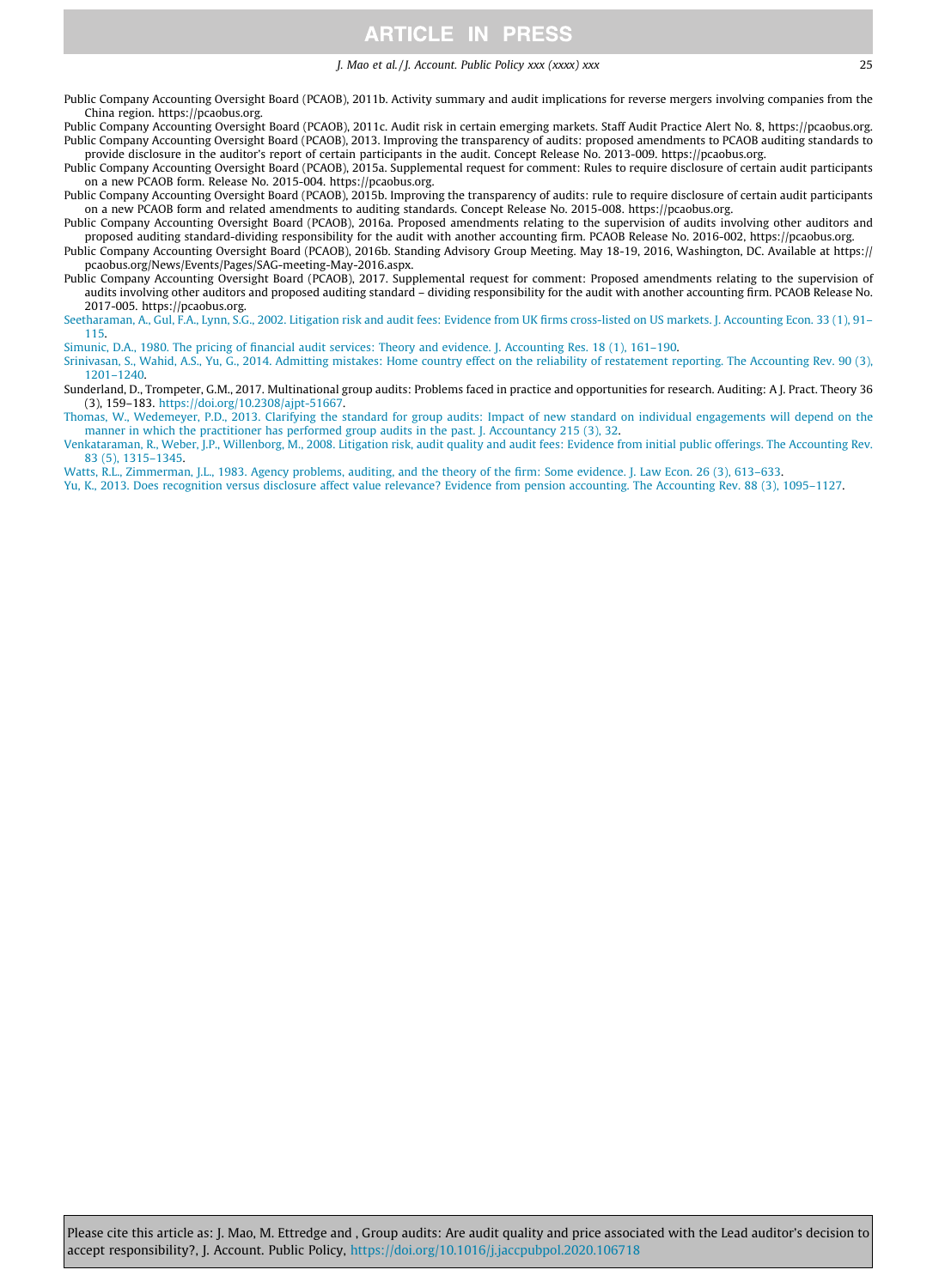Public Company Accounting Oversight Board (PCAOB), 2011b. Activity summary and audit implications for reverse mergers involving companies from the China region. https://pcaobus.org.

Public Company Accounting Oversight Board (PCAOB), 2011c. Audit risk in certain emerging markets. Staff Audit Practice Alert No. 8, https://pcaobus.org.

Public Company Accounting Oversight Board (PCAOB), 2013. Improving the transparency of audits: proposed amendments to PCAOB auditing standards to provide disclosure in the auditor's report of certain participants in the audit. Concept Release No. 2013-009. https://pcaobus.org.

Public Company Accounting Oversight Board (PCAOB), 2015a. Supplemental request for comment: Rules to require disclosure of certain audit participants on a new PCAOB form. Release No. 2015-004. https://pcaobus.org.

Public Company Accounting Oversight Board (PCAOB), 2015b. Improving the transparency of audits: rule to require disclosure of certain audit participants on a new PCAOB form and related amendments to auditing standards. Concept Release No. 2015-008. https://pcaobus.org.

Public Company Accounting Oversight Board (PCAOB), 2016a. Proposed amendments relating to the supervision of audits involving other auditors and proposed auditing standard-dividing responsibility for the audit with another accounting firm. PCAOB Release No. 2016-002, https://pcaobus.org.

Public Company Accounting Oversight Board (PCAOB), 2016b. Standing Advisory Group Meeting. May 18-19, 2016, Washington, DC. Available at https://pcaobus.org/News/Events/Pages/SAG-meeting-May-2016.aspx.

Public Company Accounting Oversight Board (PCAOB), 2017. Supplemental request for comment: Proposed amendments relating to the supervision of audits involving other auditors and proposed auditing standard – dividing responsibility for the audit with another accounting firm. PCAOB Release No. 2017-005. https://pcaobus.org.

Seetharaman, A., Gul, F.A., Lynn, S.G., 2002. Litigation risk and audit fees: Evidence from UK firms cross-listed on US markets. J. Accounting Econ. 33 (1), 91–115.

Simunic, D.A., 1980. The pricing of financial audit services: Theory and evidence. J. Accounting Res. 18 (1), 161–190.

Srinivasan, S., Wahid, A.S., Yu, G., 2014. Admitting mistakes: Home country effect on the reliability of restatement reporting. The Accounting Rev. 90 (3), 1201–1240.

Sunderland, D., Trompeter, G.M., 2017. Multinational group audits: Problems faced in practice and opportunities for research. Auditing: A J. Pract. Theory 36 (3), 159–183. https://doi.org/10.2308/ajpt-51667.

Thomas, W., Wedemeyer, P.D., 2013. Clarifying the standard for group audits: Impact of new standard on individual engagements will depend on the manner in which the practitioner has performed group audits in the past. J. Accountancy 215 (3), 32.

Venkataraman, R., Weber, J.P., Willenborg, M., 2008. Litigation risk, audit quality and audit fees: Evidence from initial public offerings. The Accounting Rev. 83 (5), 1315–1345.

Watts, R.L., Zimmerman, J.L., 1983. Agency problems, auditing, and the theory of the firm: Some evidence. J. Law Econ. 26 (3), 613–633.

Yu, K., 2013. Does recognition versus disclosure affect value relevance? Evidence from pension accounting. The Accounting Rev. 88 (3), 1095–1127.